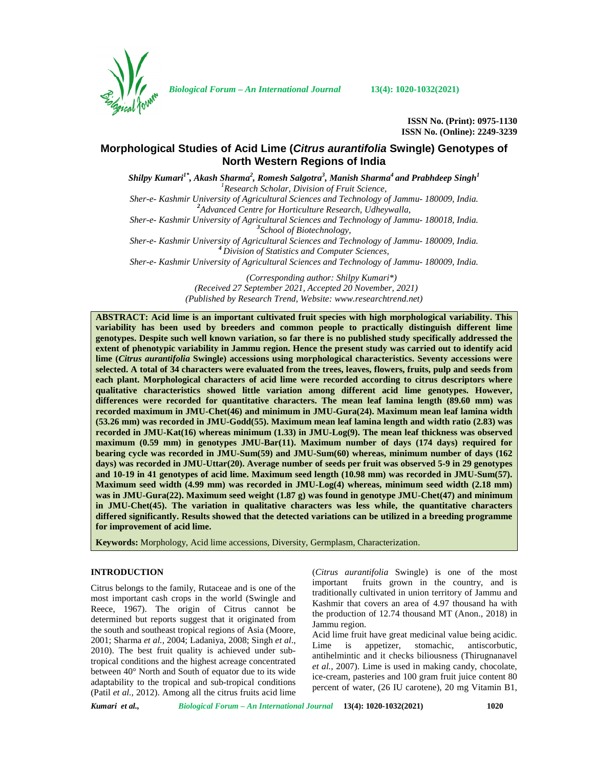ISSN No. (Print): 0975-1130
ISSN No. (Online): 2249-3239

# Morphological Studies of Acid Lime (*Citrus aurantifolia* Swingle) Genotypes of North Western Regions of India

***Shilpy Kumari[1*], Akash Sharma[2], Romesh Salgotra[3], Manish Sharma[4] and Prabhdeep Singh[1]***

[1]*Research Scholar, Division of Fruit Science,*
*Sher-e- Kashmir University of Agricultural Sciences and Technology of Jammu- 180009, India.*
[2]*Advanced Centre for Horticulture Research, Udheywalla,*
*Sher-e- Kashmir University of Agricultural Sciences and Technology of Jammu- 180018, India.*
[3]*School of Biotechnology,*
*Sher-e- Kashmir University of Agricultural Sciences and Technology of Jammu- 180009, India.*
[4]*Division of Statistics and Computer Sciences,*
*Sher-e- Kashmir University of Agricultural Sciences and Technology of Jammu- 180009, India.*

*(Corresponding author: Shilpy Kumari\*)*
*(Received 27 September 2021, Accepted 20 November, 2021)*
*(Published by Research Trend, Website: www.researchtrend.net)*

**ABSTRACT: Acid lime is an important cultivated fruit species with high morphological variability. This variability has been used by breeders and common people to practically distinguish different lime genotypes. Despite such well known variation, so far there is no published study specifically addressed the extent of phenotypic variability in Jammu region. Hence the present study was carried out to identify acid lime (*Citrus aurantifolia* Swingle) accessions using morphological characteristics. Seventy accessions were selected. A total of 34 characters were evaluated from the trees, leaves, flowers, fruits, pulp and seeds from each plant. Morphological characters of acid lime were recorded according to citrus descriptors where qualitative characteristics showed little variation among different acid lime genotypes. However, differences were recorded for quantitative characters. The mean leaf lamina length (89.60 mm) was recorded maximum in JMU-Chet(46) and minimum in JMU-Gura(24). Maximum mean leaf lamina width (53.26 mm) was recorded in JMU-Godd(55). Maximum mean leaf lamina length and width ratio (2.83) was recorded in JMU-Kat(16) whereas minimum (1.33) in JMU-Log(9). The mean leaf thickness was observed maximum (0.59 mm) in genotypes JMU-Bar(11). Maximum number of days (174 days) required for bearing cycle was recorded in JMU-Sum(59) and JMU-Sum(60) whereas, minimum number of days (162 days) was recorded in JMU-Uttar(20). Average number of seeds per fruit was observed 5-9 in 29 genotypes and 10-19 in 41 genotypes of acid lime. Maximum seed length (10.98 mm) was recorded in JMU-Sum(57). Maximum seed width (4.99 mm) was recorded in JMU-Log(4) whereas, minimum seed width (2.18 mm) was in JMU-Gura(22). Maximum seed weight (1.87 g) was found in genotype JMU-Chet(47) and minimum in JMU-Chet(45). The variation in qualitative characters was less while, the quantitative characters differed significantly. Results showed that the detected variations can be utilized in a breeding programme for improvement of acid lime.**

**Keywords:** Morphology, Acid lime accessions, Diversity, Germplasm, Characterization.

## INTRODUCTION

Citrus belongs to the family, Rutaceae and is one of the most important cash crops in the world (Swingle and Reece, 1967). The origin of Citrus cannot be determined but reports suggest that it originated from the south and southeast tropical regions of Asia (Moore, 2001; Sharma *et al.*, 2004; Ladaniya, 2008; Singh *et al*., 2010). The best fruit quality is achieved under sub-tropical conditions and the highest acreage concentrated between 40° North and South of equator due to its wide adaptability to the tropical and sub-tropical conditions (Patil *et al.,* 2012). Among all the citrus fruits acid lime (*Citrus aurantifolia* Swingle) is one of the most important fruits grown in the country, and is traditionally cultivated in union territory of Jammu and Kashmir that covers an area of 4.97 thousand ha with the production of 12.74 thousand MT (Anon., 2018) in Jammu region.

Acid lime fruit have great medicinal value being acidic. Lime is appetizer, stomachic, antiscorbutic, antihelmintic and it checks biliousness (Thirugnanavel *et al.*, 2007). Lime is used in making candy, chocolate, ice-cream, pasteries and 100 gram fruit juice content 80 percent of water, (26 IU carotene), 20 mg Vitamin B1,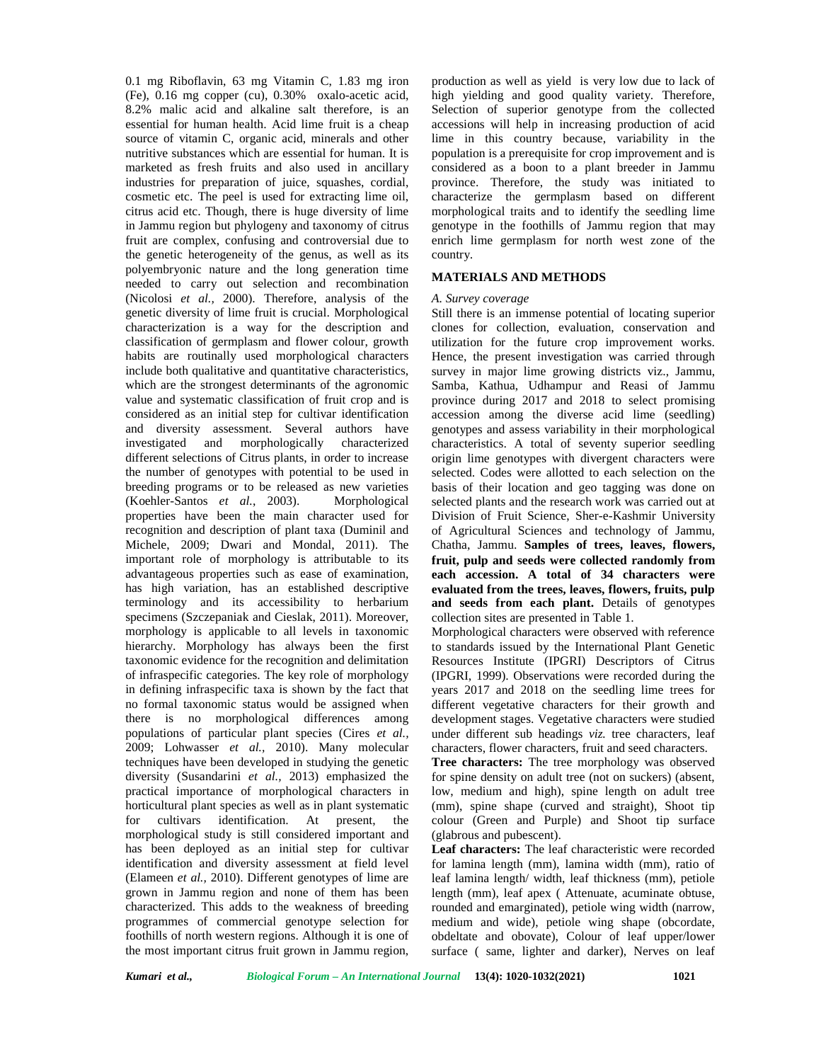0.1 mg Riboflavin, 63 mg Vitamin C, 1.83 mg iron (Fe), 0.16 mg copper (cu), 0.30% oxalo-acetic acid, 8.2% malic acid and alkaline salt therefore, is an essential for human health. Acid lime fruit is a cheap source of vitamin C, organic acid, minerals and other nutritive substances which are essential for human. It is marketed as fresh fruits and also used in ancillary industries for preparation of juice, squashes, cordial, cosmetic etc. The peel is used for extracting lime oil, citrus acid etc. Though, there is huge diversity of lime in Jammu region but phylogeny and taxonomy of citrus fruit are complex, confusing and controversial due to the genetic heterogeneity of the genus, as well as its polyembryonic nature and the long generation time needed to carry out selection and recombination (Nicolosi *et al.,* 2000). Therefore, analysis of the genetic diversity of lime fruit is crucial. Morphological characterization is a way for the description and classification of germplasm and flower colour, growth habits are routinally used morphological characters include both qualitative and quantitative characteristics, which are the strongest determinants of the agronomic value and systematic classification of fruit crop and is considered as an initial step for cultivar identification and diversity assessment. Several authors have investigated and morphologically characterized different selections of Citrus plants, in order to increase the number of genotypes with potential to be used in breeding programs or to be released as new varieties (Koehler-Santos *et al.,* 2003). Morphological properties have been the main character used for recognition and description of plant taxa (Duminil and Michele, 2009; Dwari and Mondal, 2011). The important role of morphology is attributable to its advantageous properties such as ease of examination, has high variation, has an established descriptive terminology and its accessibility to herbarium specimens (Szczepaniak and Cieslak, 2011). Moreover, morphology is applicable to all levels in taxonomic hierarchy. Morphology has always been the first taxonomic evidence for the recognition and delimitation of infraspecific categories. The key role of morphology in defining infraspecific taxa is shown by the fact that no formal taxonomic status would be assigned when there is no morphological differences among populations of particular plant species (Cires *et al.,* 2009; Lohwasser *et al.,* 2010). Many molecular techniques have been developed in studying the genetic diversity (Susandarini *et al.,* 2013) emphasized the practical importance of morphological characters in horticultural plant species as well as in plant systematic for cultivars identification. At present, the morphological study is still considered important and has been deployed as an initial step for cultivar identification and diversity assessment at field level (Elameen *et al.,* 2010). Different genotypes of lime are grown in Jammu region and none of them has been characterized. This adds to the weakness of breeding programmes of commercial genotype selection for foothills of north western regions. Although it is one of the most important citrus fruit grown in Jammu region, production as well as yield is very low due to lack of high yielding and good quality variety. Therefore, Selection of superior genotype from the collected accessions will help in increasing production of acid lime in this country because, variability in the population is a prerequisite for crop improvement and is considered as a boon to a plant breeder in Jammu province. Therefore, the study was initiated to characterize the germplasm based on different morphological traits and to identify the seedling lime genotype in the foothills of Jammu region that may enrich lime germplasm for north west zone of the country.

## MATERIALS AND METHODS

### *A. Survey coverage*

Still there is an immense potential of locating superior clones for collection, evaluation, conservation and utilization for the future crop improvement works. Hence, the present investigation was carried through survey in major lime growing districts viz., Jammu, Samba, Kathua, Udhampur and Reasi of Jammu province during 2017 and 2018 to select promising accession among the diverse acid lime (seedling) genotypes and assess variability in their morphological characteristics. A total of seventy superior seedling origin lime genotypes with divergent characters were selected. Codes were allotted to each selection on the basis of their location and geo tagging was done on selected plants and the research work was carried out at Division of Fruit Science, Sher-e-Kashmir University of Agricultural Sciences and technology of Jammu, Chatha, Jammu. **Samples of trees, leaves, flowers, fruit, pulp and seeds were collected randomly from each accession. A total of 34 characters were evaluated from the trees, leaves, flowers, fruits, pulp and seeds from each plant.** Details of genotypes collection sites are presented in Table 1.

Morphological characters were observed with reference to standards issued by the International Plant Genetic Resources Institute (IPGRI) Descriptors of Citrus (IPGRI, 1999). Observations were recorded during the years 2017 and 2018 on the seedling lime trees for different vegetative characters for their growth and development stages. Vegetative characters were studied under different sub headings *viz.* tree characters, leaf characters, flower characters, fruit and seed characters.

**Tree characters:** The tree morphology was observed for spine density on adult tree (not on suckers) (absent, low, medium and high), spine length on adult tree (mm), spine shape (curved and straight), Shoot tip colour (Green and Purple) and Shoot tip surface (glabrous and pubescent).

**Leaf characters:** The leaf characteristic were recorded for lamina length (mm), lamina width (mm), ratio of leaf lamina length/ width, leaf thickness (mm), petiole length (mm), leaf apex ( Attenuate, acuminate obtuse, rounded and emarginated), petiole wing width (narrow, medium and wide), petiole wing shape (obcordate, obdeltate and obovate), Colour of leaf upper/lower surface ( same, lighter and darker), Nerves on leaf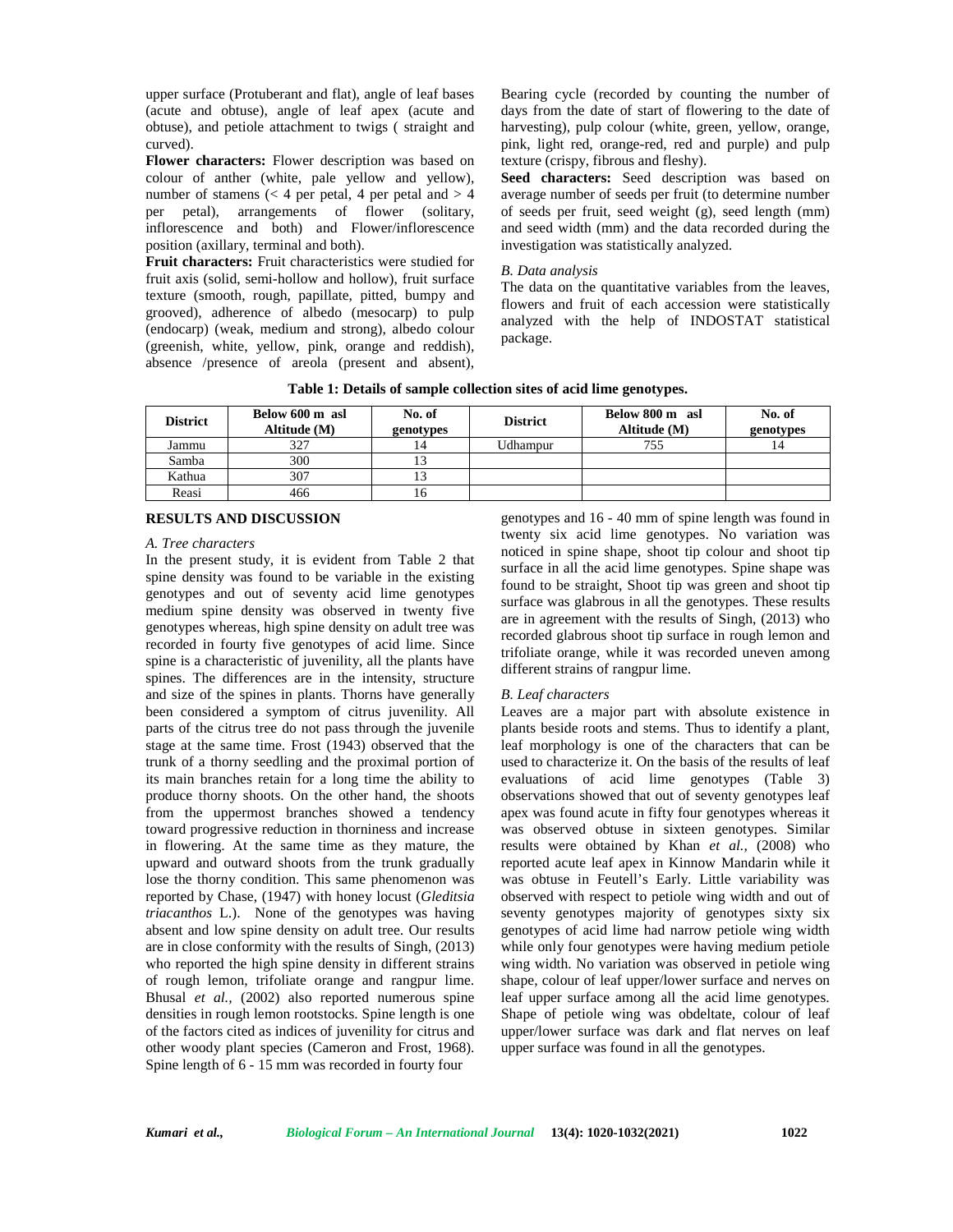upper surface (Protuberant and flat), angle of leaf bases (acute and obtuse), angle of leaf apex (acute and obtuse), and petiole attachment to twigs ( straight and curved).

**Flower characters:** Flower description was based on colour of anther (white, pale yellow and yellow), number of stamens (< 4 per petal, 4 per petal and > 4 per petal), arrangements of flower (solitary, inflorescence and both) and Flower/inflorescence position (axillary, terminal and both).

**Fruit characters:** Fruit characteristics were studied for fruit axis (solid, semi-hollow and hollow), fruit surface texture (smooth, rough, papillate, pitted, bumpy and grooved), adherence of albedo (mesocarp) to pulp (endocarp) (weak, medium and strong), albedo colour (greenish, white, yellow, pink, orange and reddish), absence /presence of areola (present and absent), Bearing cycle (recorded by counting the number of days from the date of start of flowering to the date of harvesting), pulp colour (white, green, yellow, orange, pink, light red, orange-red, red and purple) and pulp texture (crispy, fibrous and fleshy).

**Seed characters:** Seed description was based on average number of seeds per fruit (to determine number of seeds per fruit, seed weight (g), seed length (mm) and seed width (mm) and the data recorded during the investigation was statistically analyzed.

*B. Data analysis*

The data on the quantitative variables from the leaves, flowers and fruit of each accession were statistically analyzed with the help of INDOSTAT statistical package.

**Table 1: Details of sample collection sites of acid lime genotypes.**

| District | Below 600 m asl Altitude (M) | No. of genotypes | District | Below 800 m asl Altitude (M) | No. of genotypes |
|---|---|---|---|---|---|
| Jammu | 327 | 14 | Udhampur | 755 | 14 |
| Samba | 300 | 13 | | | |
| Kathua | 307 | 13 | | | |
| Reasi | 466 | 16 | | | |

## RESULTS AND DISCUSSION

*A. Tree characters*

In the present study, it is evident from Table 2 that spine density was found to be variable in the existing genotypes and out of seventy acid lime genotypes medium spine density was observed in twenty five genotypes whereas, high spine density on adult tree was recorded in fourty five genotypes of acid lime. Since spine is a characteristic of juvenility, all the plants have spines. The differences are in the intensity, structure and size of the spines in plants. Thorns have generally been considered a symptom of citrus juvenility. All parts of the citrus tree do not pass through the juvenile stage at the same time. Frost (1943) observed that the trunk of a thorny seedling and the proximal portion of its main branches retain for a long time the ability to produce thorny shoots. On the other hand, the shoots from the uppermost branches showed a tendency toward progressive reduction in thorniness and increase in flowering. At the same time as they mature, the upward and outward shoots from the trunk gradually lose the thorny condition. This same phenomenon was reported by Chase, (1947) with honey locust (*Gleditsia triacanthos* L.). None of the genotypes was having absent and low spine density on adult tree. Our results are in close conformity with the results of Singh, (2013) who reported the high spine density in different strains of rough lemon, trifoliate orange and rangpur lime. Bhusal *et al.,* (2002) also reported numerous spine densities in rough lemon rootstocks. Spine length is one of the factors cited as indices of juvenility for citrus and other woody plant species (Cameron and Frost, 1968). Spine length of 6 - 15 mm was recorded in fourty four genotypes and 16 - 40 mm of spine length was found in twenty six acid lime genotypes. No variation was noticed in spine shape, shoot tip colour and shoot tip surface in all the acid lime genotypes. Spine shape was found to be straight, Shoot tip was green and shoot tip surface was glabrous in all the genotypes. These results are in agreement with the results of Singh, (2013) who recorded glabrous shoot tip surface in rough lemon and trifoliate orange, while it was recorded uneven among different strains of rangpur lime.

*B. Leaf characters*

Leaves are a major part with absolute existence in plants beside roots and stems. Thus to identify a plant, leaf morphology is one of the characters that can be used to characterize it. On the basis of the results of leaf evaluations of acid lime genotypes (Table 3) observations showed that out of seventy genotypes leaf apex was found acute in fifty four genotypes whereas it was observed obtuse in sixteen genotypes. Similar results were obtained by Khan *et al.,* (2008) who reported acute leaf apex in Kinnow Mandarin while it was obtuse in Feutell's Early. Little variability was observed with respect to petiole wing width and out of seventy genotypes majority of genotypes sixty six genotypes of acid lime had narrow petiole wing width while only four genotypes were having medium petiole wing width. No variation was observed in petiole wing shape, colour of leaf upper/lower surface and nerves on leaf upper surface among all the acid lime genotypes. Shape of petiole wing was obdeltate, colour of leaf upper/lower surface was dark and flat nerves on leaf upper surface was found in all the genotypes.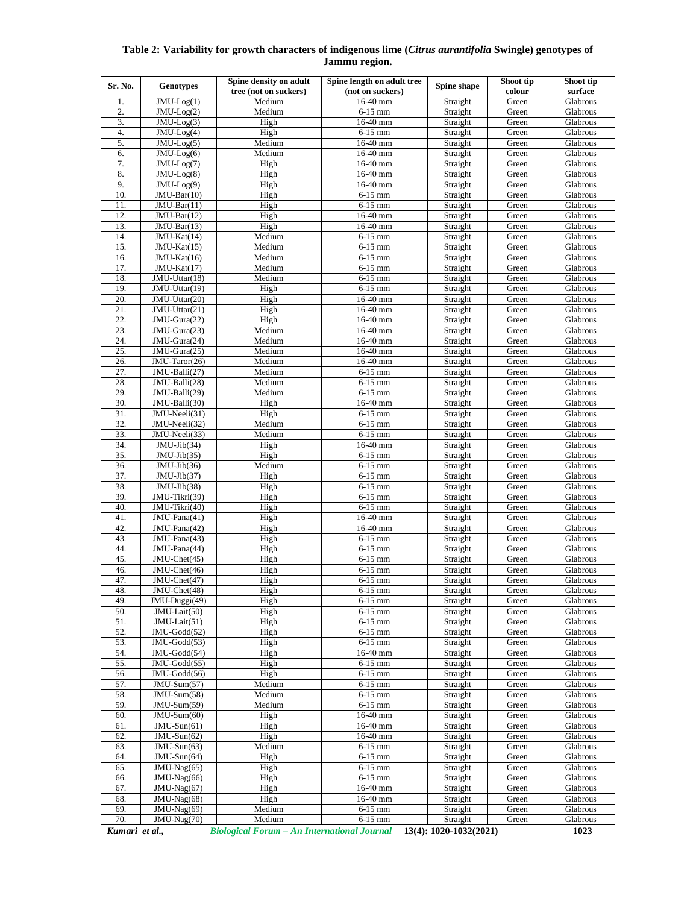**Table 2: Variability for growth characters of indigenous lime (*Citrus aurantifolia* Swingle) genotypes of Jammu region.**

| Sr. No. | Genotypes | Spine density on adult tree (not on suckers) | Spine length on adult tree (not on suckers) | Spine shape | Shoot tip colour | Shoot tip surface |
|---|---|---|---|---|---|---|
| 1. | JMU-Log(1) | Medium | 16-40 mm | Straight | Green | Glabrous |
| 2. | JMU-Log(2) | Medium | 6-15 mm | Straight | Green | Glabrous |
| 3. | JMU-Log(3) | High | 16-40 mm | Straight | Green | Glabrous |
| 4. | JMU-Log(4) | High | 6-15 mm | Straight | Green | Glabrous |
| 5. | JMU-Log(5) | Medium | 16-40 mm | Straight | Green | Glabrous |
| 6. | JMU-Log(6) | Medium | 16-40 mm | Straight | Green | Glabrous |
| 7. | JMU-Log(7) | High | 16-40 mm | Straight | Green | Glabrous |
| 8. | JMU-Log(8) | High | 16-40 mm | Straight | Green | Glabrous |
| 9. | JMU-Log(9) | High | 16-40 mm | Straight | Green | Glabrous |
| 10. | JMU-Bar(10) | High | 6-15 mm | Straight | Green | Glabrous |
| 11. | JMU-Bar(11) | High | 6-15 mm | Straight | Green | Glabrous |
| 12. | JMU-Bar(12) | High | 16-40 mm | Straight | Green | Glabrous |
| 13. | JMU-Bar(13) | High | 16-40 mm | Straight | Green | Glabrous |
| 14. | JMU-Kat(14) | Medium | 6-15 mm | Straight | Green | Glabrous |
| 15. | JMU-Kat(15) | Medium | 6-15 mm | Straight | Green | Glabrous |
| 16. | JMU-Kat(16) | Medium | 6-15 mm | Straight | Green | Glabrous |
| 17. | JMU-Kat(17) | Medium | 6-15 mm | Straight | Green | Glabrous |
| 18. | JMU-Uttar(18) | Medium | 6-15 mm | Straight | Green | Glabrous |
| 19. | JMU-Uttar(19) | High | 6-15 mm | Straight | Green | Glabrous |
| 20. | JMU-Uttar(20) | High | 16-40 mm | Straight | Green | Glabrous |
| 21. | JMU-Uttar(21) | High | 16-40 mm | Straight | Green | Glabrous |
| 22. | JMU-Gura(22) | High | 16-40 mm | Straight | Green | Glabrous |
| 23. | JMU-Gura(23) | Medium | 16-40 mm | Straight | Green | Glabrous |
| 24. | JMU-Gura(24) | Medium | 16-40 mm | Straight | Green | Glabrous |
| 25. | JMU-Gura(25) | Medium | 16-40 mm | Straight | Green | Glabrous |
| 26. | JMU-Taror(26) | Medium | 16-40 mm | Straight | Green | Glabrous |
| 27. | JMU-Balli(27) | Medium | 6-15 mm | Straight | Green | Glabrous |
| 28. | JMU-Balli(28) | Medium | 6-15 mm | Straight | Green | Glabrous |
| 29. | JMU-Balli(29) | Medium | 6-15 mm | Straight | Green | Glabrous |
| 30. | JMU-Balli(30) | High | 16-40 mm | Straight | Green | Glabrous |
| 31. | JMU-Neeli(31) | High | 6-15 mm | Straight | Green | Glabrous |
| 32. | JMU-Neeli(32) | Medium | 6-15 mm | Straight | Green | Glabrous |
| 33. | JMU-Neeli(33) | Medium | 6-15 mm | Straight | Green | Glabrous |
| 34. | JMU-Jib(34) | High | 16-40 mm | Straight | Green | Glabrous |
| 35. | JMU-Jib(35) | High | 6-15 mm | Straight | Green | Glabrous |
| 36. | JMU-Jib(36) | Medium | 6-15 mm | Straight | Green | Glabrous |
| 37. | JMU-Jib(37) | High | 6-15 mm | Straight | Green | Glabrous |
| 38. | JMU-Jib(38) | High | 6-15 mm | Straight | Green | Glabrous |
| 39. | JMU-Tikri(39) | High | 6-15 mm | Straight | Green | Glabrous |
| 40. | JMU-Tikri(40) | High | 6-15 mm | Straight | Green | Glabrous |
| 41. | JMU-Pana(41) | High | 16-40 mm | Straight | Green | Glabrous |
| 42. | JMU-Pana(42) | High | 16-40 mm | Straight | Green | Glabrous |
| 43. | JMU-Pana(43) | High | 6-15 mm | Straight | Green | Glabrous |
| 44. | JMU-Pana(44) | High | 6-15 mm | Straight | Green | Glabrous |
| 45. | JMU-Chet(45) | High | 6-15 mm | Straight | Green | Glabrous |
| 46. | JMU-Chet(46) | High | 6-15 mm | Straight | Green | Glabrous |
| 47. | JMU-Chet(47) | High | 6-15 mm | Straight | Green | Glabrous |
| 48. | JMU-Chet(48) | High | 6-15 mm | Straight | Green | Glabrous |
| 49. | JMU-Duggi(49) | High | 6-15 mm | Straight | Green | Glabrous |
| 50. | JMU-Lait(50) | High | 6-15 mm | Straight | Green | Glabrous |
| 51. | JMU-Lait(51) | High | 6-15 mm | Straight | Green | Glabrous |
| 52. | JMU-Godd(52) | High | 6-15 mm | Straight | Green | Glabrous |
| 53. | JMU-Godd(53) | High | 6-15 mm | Straight | Green | Glabrous |
| 54. | JMU-Godd(54) | High | 16-40 mm | Straight | Green | Glabrous |
| 55. | JMU-Godd(55) | High | 6-15 mm | Straight | Green | Glabrous |
| 56. | JMU-Godd(56) | High | 6-15 mm | Straight | Green | Glabrous |
| 57. | JMU-Sum(57) | Medium | 6-15 mm | Straight | Green | Glabrous |
| 58. | JMU-Sum(58) | Medium | 6-15 mm | Straight | Green | Glabrous |
| 59. | JMU-Sum(59) | Medium | 6-15 mm | Straight | Green | Glabrous |
| 60. | JMU-Sum(60) | High | 16-40 mm | Straight | Green | Glabrous |
| 61. | JMU-Sun(61) | High | 16-40 mm | Straight | Green | Glabrous |
| 62. | JMU-Sun(62) | High | 16-40 mm | Straight | Green | Glabrous |
| 63. | JMU-Sun(63) | Medium | 6-15 mm | Straight | Green | Glabrous |
| 64. | JMU-Sun(64) | High | 6-15 mm | Straight | Green | Glabrous |
| 65. | JMU-Nag(65) | High | 6-15 mm | Straight | Green | Glabrous |
| 66. | JMU-Nag(66) | High | 6-15 mm | Straight | Green | Glabrous |
| 67. | JMU-Nag(67) | High | 16-40 mm | Straight | Green | Glabrous |
| 68. | JMU-Nag(68) | High | 16-40 mm | Straight | Green | Glabrous |
| 69. | JMU-Nag(69) | Medium | 6-15 mm | Straight | Green | Glabrous |
| 70. | JMU-Nag(70) | Medium | 6-15 mm | Straight | Green | Glabrous |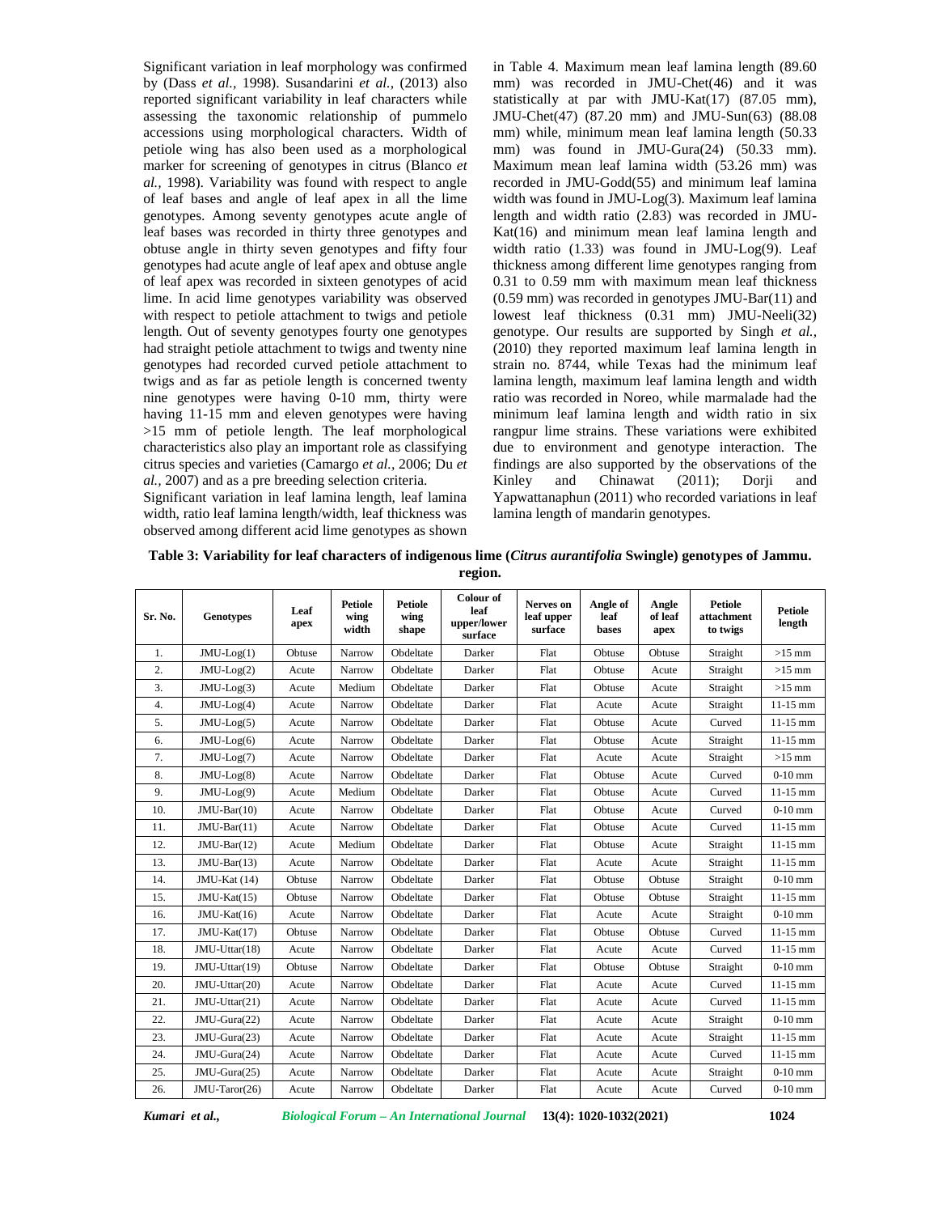Significant variation in leaf morphology was confirmed by (Dass *et al.,* 1998). Susandarini *et al.,* (2013) also reported significant variability in leaf characters while assessing the taxonomic relationship of pummelo accessions using morphological characters. Width of petiole wing has also been used as a morphological marker for screening of genotypes in citrus (Blanco *et al.,* 1998). Variability was found with respect to angle of leaf bases and angle of leaf apex in all the lime genotypes. Among seventy genotypes acute angle of leaf bases was recorded in thirty three genotypes and obtuse angle in thirty seven genotypes and fifty four genotypes had acute angle of leaf apex and obtuse angle of leaf apex was recorded in sixteen genotypes of acid lime. In acid lime genotypes variability was observed with respect to petiole attachment to twigs and petiole length. Out of seventy genotypes fourty one genotypes had straight petiole attachment to twigs and twenty nine genotypes had recorded curved petiole attachment to twigs and as far as petiole length is concerned twenty nine genotypes were having 0-10 mm, thirty were having 11-15 mm and eleven genotypes were having >15 mm of petiole length. The leaf morphological characteristics also play an important role as classifying citrus species and varieties (Camargo *et al.,* 2006; Du *et al.,* 2007) and as a pre breeding selection criteria.

Significant variation in leaf lamina length, leaf lamina width, ratio leaf lamina length/width, leaf thickness was observed among different acid lime genotypes as shown in Table 4. Maximum mean leaf lamina length (89.60 mm) was recorded in JMU-Chet(46) and it was statistically at par with JMU-Kat(17) (87.05 mm), JMU-Chet(47) (87.20 mm) and JMU-Sun(63) (88.08 mm) while, minimum mean leaf lamina length (50.33 mm) was found in JMU-Gura(24) (50.33 mm). Maximum mean leaf lamina width (53.26 mm) was recorded in JMU-Godd(55) and minimum leaf lamina width was found in JMU-Log(3). Maximum leaf lamina length and width ratio (2.83) was recorded in JMU-Kat(16) and minimum mean leaf lamina length and width ratio (1.33) was found in JMU-Log(9). Leaf thickness among different lime genotypes ranging from 0.31 to 0.59 mm with maximum mean leaf thickness (0.59 mm) was recorded in genotypes JMU-Bar(11) and lowest leaf thickness (0.31 mm) JMU-Neeli(32) genotype. Our results are supported by Singh *et al.,* (2010) they reported maximum leaf lamina length in strain no. 8744, while Texas had the minimum leaf lamina length, maximum leaf lamina length and width ratio was recorded in Noreo, while marmalade had the minimum leaf lamina length and width ratio in six rangpur lime strains. These variations were exhibited due to environment and genotype interaction. The findings are also supported by the observations of the Kinley and Chinawat (2011); Dorji and Yapwattanaphun (2011) who recorded variations in leaf lamina length of mandarin genotypes.

**Table 3: Variability for leaf characters of indigenous lime (*Citrus aurantifolia* Swingle) genotypes of Jammu. region.**

| Sr. No. | Genotypes | Leaf apex | Petiole wing width | Petiole wing shape | Colour of leaf upper/lower surface | Nerves on leaf upper surface | Angle of leaf bases | Angle of leaf apex | Petiole attachment to twigs | Petiole length |
|---|---|---|---|---|---|---|---|---|---|---|
| 1. | JMU-Log(1) | Obtuse | Narrow | Obdeltate | Darker | Flat | Obtuse | Obtuse | Straight | >15 mm |
| 2. | JMU-Log(2) | Acute | Narrow | Obdeltate | Darker | Flat | Obtuse | Acute | Straight | >15 mm |
| 3. | JMU-Log(3) | Acute | Medium | Obdeltate | Darker | Flat | Obtuse | Acute | Straight | >15 mm |
| 4. | JMU-Log(4) | Acute | Narrow | Obdeltate | Darker | Flat | Acute | Acute | Straight | 11-15 mm |
| 5. | JMU-Log(5) | Acute | Narrow | Obdeltate | Darker | Flat | Obtuse | Acute | Curved | 11-15 mm |
| 6. | JMU-Log(6) | Acute | Narrow | Obdeltate | Darker | Flat | Obtuse | Acute | Straight | 11-15 mm |
| 7. | JMU-Log(7) | Acute | Narrow | Obdeltate | Darker | Flat | Acute | Acute | Straight | >15 mm |
| 8. | JMU-Log(8) | Acute | Narrow | Obdeltate | Darker | Flat | Obtuse | Acute | Curved | 0-10 mm |
| 9. | JMU-Log(9) | Acute | Medium | Obdeltate | Darker | Flat | Obtuse | Acute | Curved | 11-15 mm |
| 10. | JMU-Bar(10) | Acute | Narrow | Obdeltate | Darker | Flat | Obtuse | Acute | Curved | 0-10 mm |
| 11. | JMU-Bar(11) | Acute | Narrow | Obdeltate | Darker | Flat | Obtuse | Acute | Curved | 11-15 mm |
| 12. | JMU-Bar(12) | Acute | Medium | Obdeltate | Darker | Flat | Obtuse | Acute | Straight | 11-15 mm |
| 13. | JMU-Bar(13) | Acute | Narrow | Obdeltate | Darker | Flat | Acute | Acute | Straight | 11-15 mm |
| 14. | JMU-Kat (14) | Obtuse | Narrow | Obdeltate | Darker | Flat | Obtuse | Obtuse | Straight | 0-10 mm |
| 15. | JMU-Kat(15) | Obtuse | Narrow | Obdeltate | Darker | Flat | Obtuse | Obtuse | Straight | 11-15 mm |
| 16. | JMU-Kat(16) | Acute | Narrow | Obdeltate | Darker | Flat | Acute | Acute | Straight | 0-10 mm |
| 17. | JMU-Kat(17) | Obtuse | Narrow | Obdeltate | Darker | Flat | Obtuse | Obtuse | Curved | 11-15 mm |
| 18. | JMU-Uttar(18) | Acute | Narrow | Obdeltate | Darker | Flat | Acute | Acute | Curved | 11-15 mm |
| 19. | JMU-Uttar(19) | Obtuse | Narrow | Obdeltate | Darker | Flat | Obtuse | Obtuse | Straight | 0-10 mm |
| 20. | JMU-Uttar(20) | Acute | Narrow | Obdeltate | Darker | Flat | Acute | Acute | Curved | 11-15 mm |
| 21. | JMU-Uttar(21) | Acute | Narrow | Obdeltate | Darker | Flat | Acute | Acute | Curved | 11-15 mm |
| 22. | JMU-Gura(22) | Acute | Narrow | Obdeltate | Darker | Flat | Acute | Acute | Straight | 0-10 mm |
| 23. | JMU-Gura(23) | Acute | Narrow | Obdeltate | Darker | Flat | Acute | Acute | Straight | 11-15 mm |
| 24. | JMU-Gura(24) | Acute | Narrow | Obdeltate | Darker | Flat | Acute | Acute | Curved | 11-15 mm |
| 25. | JMU-Gura(25) | Acute | Narrow | Obdeltate | Darker | Flat | Acute | Acute | Straight | 0-10 mm |
| 26. | JMU-Taror(26) | Acute | Narrow | Obdeltate | Darker | Flat | Acute | Acute | Curved | 0-10 mm |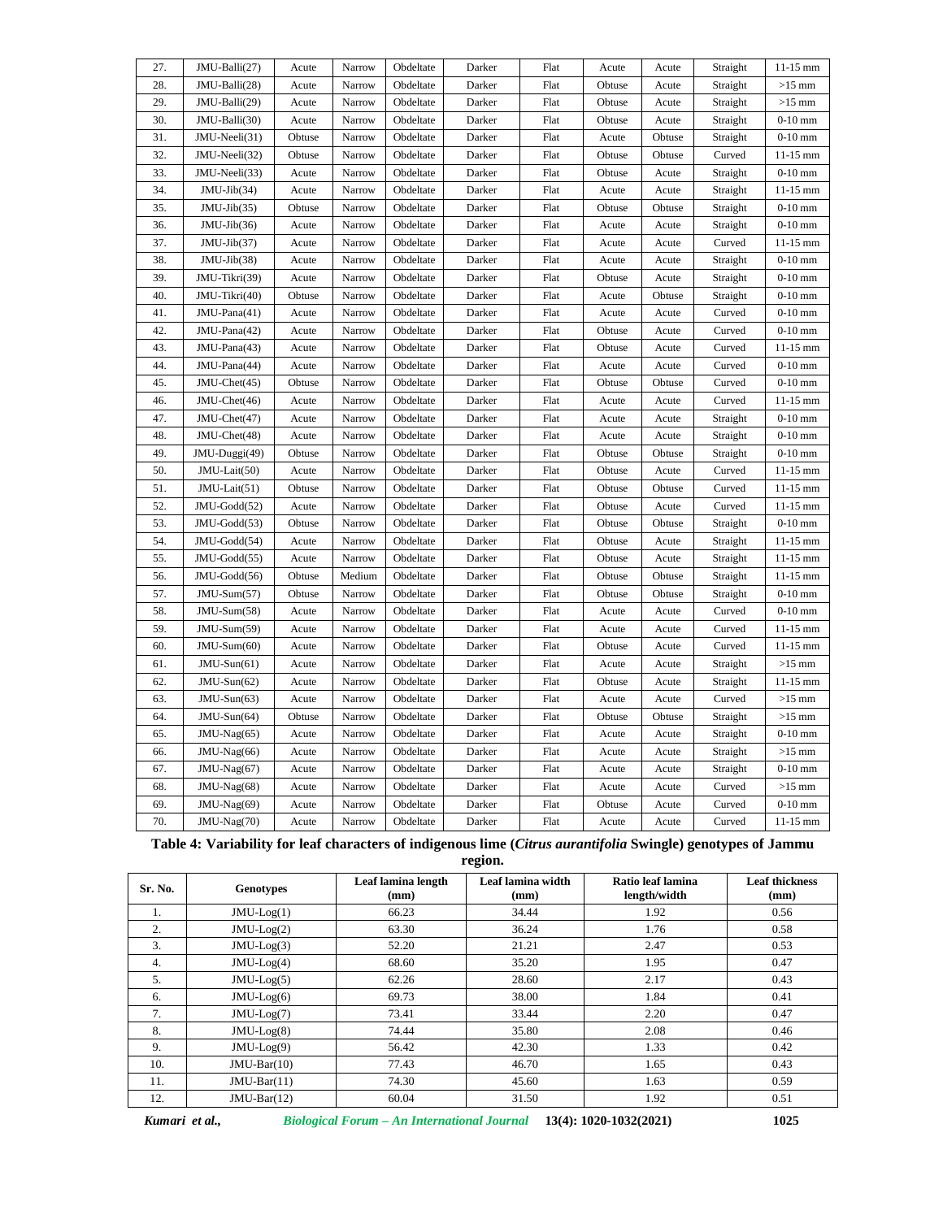| 27. | JMU-Balli(27) | Acute | Narrow | Obdeltate | Darker | Flat | Acute | Acute | Straight | 11-15 mm |
|---|---|---|---|---|---|---|---|---|---|---|
| 28. | JMU-Balli(28) | Acute | Narrow | Obdeltate | Darker | Flat | Obtuse | Acute | Straight | >15 mm |
| 29. | JMU-Balli(29) | Acute | Narrow | Obdeltate | Darker | Flat | Obtuse | Acute | Straight | >15 mm |
| 30. | JMU-Balli(30) | Acute | Narrow | Obdeltate | Darker | Flat | Obtuse | Acute | Straight | 0-10 mm |
| 31. | JMU-Neeli(31) | Obtuse | Narrow | Obdeltate | Darker | Flat | Acute | Obtuse | Straight | 0-10 mm |
| 32. | JMU-Neeli(32) | Obtuse | Narrow | Obdeltate | Darker | Flat | Obtuse | Obtuse | Curved | 11-15 mm |
| 33. | JMU-Neeli(33) | Acute | Narrow | Obdeltate | Darker | Flat | Obtuse | Acute | Straight | 0-10 mm |
| 34. | JMU-Jib(34) | Acute | Narrow | Obdeltate | Darker | Flat | Acute | Acute | Straight | 11-15 mm |
| 35. | JMU-Jib(35) | Obtuse | Narrow | Obdeltate | Darker | Flat | Obtuse | Obtuse | Straight | 0-10 mm |
| 36. | JMU-Jib(36) | Acute | Narrow | Obdeltate | Darker | Flat | Acute | Acute | Straight | 0-10 mm |
| 37. | JMU-Jib(37) | Acute | Narrow | Obdeltate | Darker | Flat | Acute | Acute | Curved | 11-15 mm |
| 38. | JMU-Jib(38) | Acute | Narrow | Obdeltate | Darker | Flat | Acute | Acute | Straight | 0-10 mm |
| 39. | JMU-Tikri(39) | Acute | Narrow | Obdeltate | Darker | Flat | Obtuse | Acute | Straight | 0-10 mm |
| 40. | JMU-Tikri(40) | Obtuse | Narrow | Obdeltate | Darker | Flat | Acute | Obtuse | Straight | 0-10 mm |
| 41. | JMU-Pana(41) | Acute | Narrow | Obdeltate | Darker | Flat | Acute | Acute | Curved | 0-10 mm |
| 42. | JMU-Pana(42) | Acute | Narrow | Obdeltate | Darker | Flat | Obtuse | Acute | Curved | 0-10 mm |
| 43. | JMU-Pana(43) | Acute | Narrow | Obdeltate | Darker | Flat | Obtuse | Acute | Curved | 11-15 mm |
| 44. | JMU-Pana(44) | Acute | Narrow | Obdeltate | Darker | Flat | Acute | Acute | Curved | 0-10 mm |
| 45. | JMU-Chet(45) | Obtuse | Narrow | Obdeltate | Darker | Flat | Obtuse | Obtuse | Curved | 0-10 mm |
| 46. | JMU-Chet(46) | Acute | Narrow | Obdeltate | Darker | Flat | Acute | Acute | Curved | 11-15 mm |
| 47. | JMU-Chet(47) | Acute | Narrow | Obdeltate | Darker | Flat | Acute | Acute | Straight | 0-10 mm |
| 48. | JMU-Chet(48) | Acute | Narrow | Obdeltate | Darker | Flat | Acute | Acute | Straight | 0-10 mm |
| 49. | JMU-Duggi(49) | Obtuse | Narrow | Obdeltate | Darker | Flat | Obtuse | Obtuse | Straight | 0-10 mm |
| 50. | JMU-Lait(50) | Acute | Narrow | Obdeltate | Darker | Flat | Obtuse | Acute | Curved | 11-15 mm |
| 51. | JMU-Lait(51) | Obtuse | Narrow | Obdeltate | Darker | Flat | Obtuse | Obtuse | Curved | 11-15 mm |
| 52. | JMU-Godd(52) | Acute | Narrow | Obdeltate | Darker | Flat | Obtuse | Acute | Curved | 11-15 mm |
| 53. | JMU-Godd(53) | Obtuse | Narrow | Obdeltate | Darker | Flat | Obtuse | Obtuse | Straight | 0-10 mm |
| 54. | JMU-Godd(54) | Acute | Narrow | Obdeltate | Darker | Flat | Obtuse | Acute | Straight | 11-15 mm |
| 55. | JMU-Godd(55) | Acute | Narrow | Obdeltate | Darker | Flat | Obtuse | Acute | Straight | 11-15 mm |
| 56. | JMU-Godd(56) | Obtuse | Medium | Obdeltate | Darker | Flat | Obtuse | Obtuse | Straight | 11-15 mm |
| 57. | JMU-Sum(57) | Obtuse | Narrow | Obdeltate | Darker | Flat | Obtuse | Obtuse | Straight | 0-10 mm |
| 58. | JMU-Sum(58) | Acute | Narrow | Obdeltate | Darker | Flat | Acute | Acute | Curved | 0-10 mm |
| 59. | JMU-Sum(59) | Acute | Narrow | Obdeltate | Darker | Flat | Acute | Acute | Curved | 11-15 mm |
| 60. | JMU-Sum(60) | Acute | Narrow | Obdeltate | Darker | Flat | Obtuse | Acute | Curved | 11-15 mm |
| 61. | JMU-Sun(61) | Acute | Narrow | Obdeltate | Darker | Flat | Acute | Acute | Straight | >15 mm |
| 62. | JMU-Sun(62) | Acute | Narrow | Obdeltate | Darker | Flat | Obtuse | Acute | Straight | 11-15 mm |
| 63. | JMU-Sun(63) | Acute | Narrow | Obdeltate | Darker | Flat | Acute | Acute | Curved | >15 mm |
| 64. | JMU-Sun(64) | Obtuse | Narrow | Obdeltate | Darker | Flat | Obtuse | Obtuse | Straight | >15 mm |
| 65. | JMU-Nag(65) | Acute | Narrow | Obdeltate | Darker | Flat | Acute | Acute | Straight | 0-10 mm |
| 66. | JMU-Nag(66) | Acute | Narrow | Obdeltate | Darker | Flat | Acute | Acute | Straight | >15 mm |
| 67. | JMU-Nag(67) | Acute | Narrow | Obdeltate | Darker | Flat | Acute | Acute | Straight | 0-10 mm |
| 68. | JMU-Nag(68) | Acute | Narrow | Obdeltate | Darker | Flat | Acute | Acute | Curved | >15 mm |
| 69. | JMU-Nag(69) | Acute | Narrow | Obdeltate | Darker | Flat | Obtuse | Acute | Curved | 0-10 mm |
| 70. | JMU-Nag(70) | Acute | Narrow | Obdeltate | Darker | Flat | Acute | Acute | Curved | 11-15 mm |

**Table 4: Variability for leaf characters of indigenous lime (*Citrus aurantifolia* Swingle) genotypes of Jammu region.**

| Sr. No. | Genotypes | Leaf lamina length (mm) | Leaf lamina width (mm) | Ratio leaf lamina length/width | Leaf thickness (mm) |
|---|---|---|---|---|---|
| 1. | JMU-Log(1) | 66.23 | 34.44 | 1.92 | 0.56 |
| 2. | JMU-Log(2) | 63.30 | 36.24 | 1.76 | 0.58 |
| 3. | JMU-Log(3) | 52.20 | 21.21 | 2.47 | 0.53 |
| 4. | JMU-Log(4) | 68.60 | 35.20 | 1.95 | 0.47 |
| 5. | JMU-Log(5) | 62.26 | 28.60 | 2.17 | 0.43 |
| 6. | JMU-Log(6) | 69.73 | 38.00 | 1.84 | 0.41 |
| 7. | JMU-Log(7) | 73.41 | 33.44 | 2.20 | 0.47 |
| 8. | JMU-Log(8) | 74.44 | 35.80 | 2.08 | 0.46 |
| 9. | JMU-Log(9) | 56.42 | 42.30 | 1.33 | 0.42 |
| 10. | JMU-Bar(10) | 77.43 | 46.70 | 1.65 | 0.43 |
| 11. | JMU-Bar(11) | 74.30 | 45.60 | 1.63 | 0.59 |
| 12. | JMU-Bar(12) | 60.04 | 31.50 | 1.92 | 0.51 |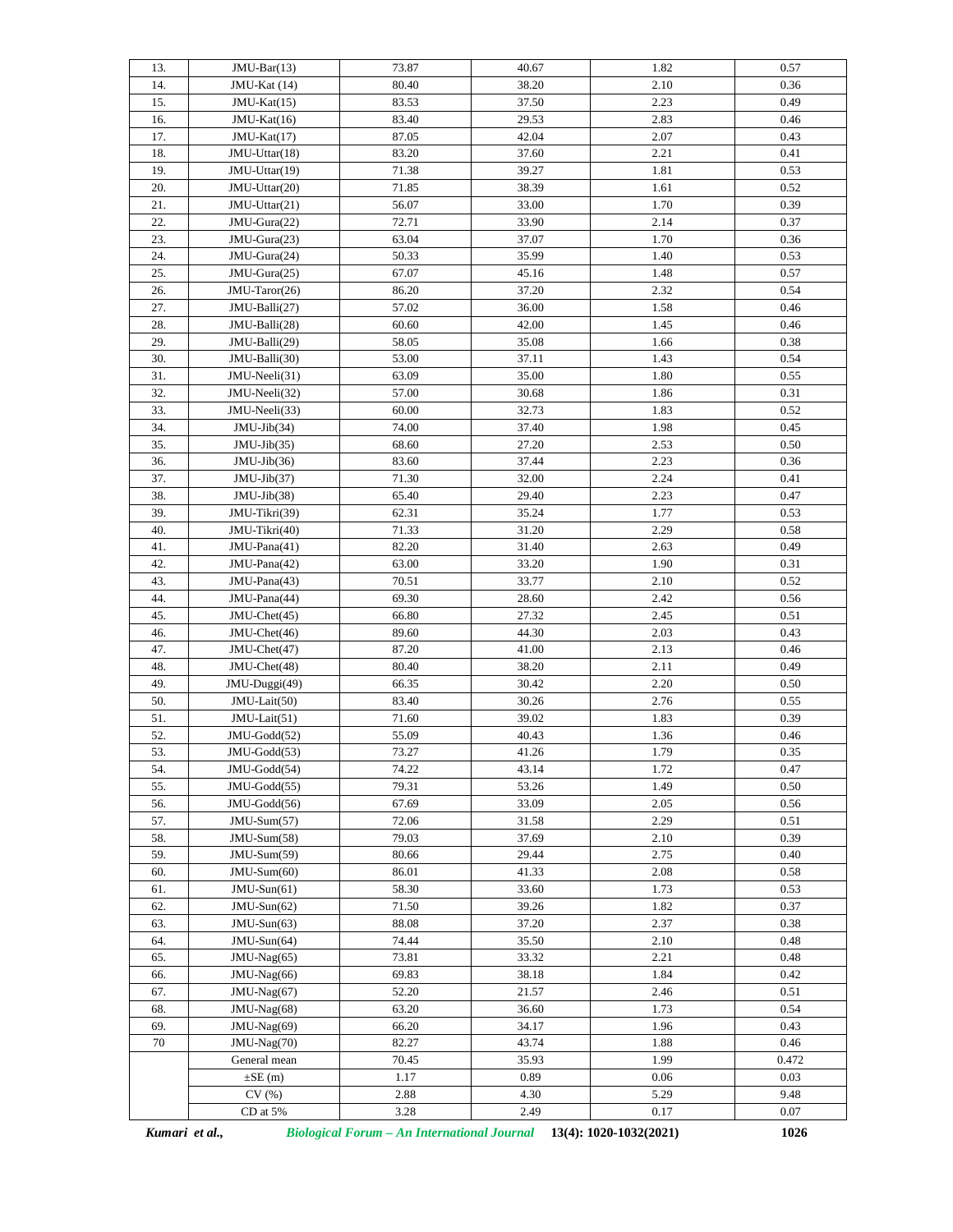| | | | | | |
|---|---|---|---|---|---|
| 13. | JMU-Bar(13) | 73.87 | 40.67 | 1.82 | 0.57 |
| 14. | JMU-Kat (14) | 80.40 | 38.20 | 2.10 | 0.36 |
| 15. | JMU-Kat(15) | 83.53 | 37.50 | 2.23 | 0.49 |
| 16. | JMU-Kat(16) | 83.40 | 29.53 | 2.83 | 0.46 |
| 17. | JMU-Kat(17) | 87.05 | 42.04 | 2.07 | 0.43 |
| 18. | JMU-Uttar(18) | 83.20 | 37.60 | 2.21 | 0.41 |
| 19. | JMU-Uttar(19) | 71.38 | 39.27 | 1.81 | 0.53 |
| 20. | JMU-Uttar(20) | 71.85 | 38.39 | 1.61 | 0.52 |
| 21. | JMU-Uttar(21) | 56.07 | 33.00 | 1.70 | 0.39 |
| 22. | JMU-Gura(22) | 72.71 | 33.90 | 2.14 | 0.37 |
| 23. | JMU-Gura(23) | 63.04 | 37.07 | 1.70 | 0.36 |
| 24. | JMU-Gura(24) | 50.33 | 35.99 | 1.40 | 0.53 |
| 25. | JMU-Gura(25) | 67.07 | 45.16 | 1.48 | 0.57 |
| 26. | JMU-Taror(26) | 86.20 | 37.20 | 2.32 | 0.54 |
| 27. | JMU-Balli(27) | 57.02 | 36.00 | 1.58 | 0.46 |
| 28. | JMU-Balli(28) | 60.60 | 42.00 | 1.45 | 0.46 |
| 29. | JMU-Balli(29) | 58.05 | 35.08 | 1.66 | 0.38 |
| 30. | JMU-Balli(30) | 53.00 | 37.11 | 1.43 | 0.54 |
| 31. | JMU-Neeli(31) | 63.09 | 35.00 | 1.80 | 0.55 |
| 32. | JMU-Neeli(32) | 57.00 | 30.68 | 1.86 | 0.31 |
| 33. | JMU-Neeli(33) | 60.00 | 32.73 | 1.83 | 0.52 |
| 34. | JMU-Jib(34) | 74.00 | 37.40 | 1.98 | 0.45 |
| 35. | JMU-Jib(35) | 68.60 | 27.20 | 2.53 | 0.50 |
| 36. | JMU-Jib(36) | 83.60 | 37.44 | 2.23 | 0.36 |
| 37. | JMU-Jib(37) | 71.30 | 32.00 | 2.24 | 0.41 |
| 38. | JMU-Jib(38) | 65.40 | 29.40 | 2.23 | 0.47 |
| 39. | JMU-Tikri(39) | 62.31 | 35.24 | 1.77 | 0.53 |
| 40. | JMU-Tikri(40) | 71.33 | 31.20 | 2.29 | 0.58 |
| 41. | JMU-Pana(41) | 82.20 | 31.40 | 2.63 | 0.49 |
| 42. | JMU-Pana(42) | 63.00 | 33.20 | 1.90 | 0.31 |
| 43. | JMU-Pana(43) | 70.51 | 33.77 | 2.10 | 0.52 |
| 44. | JMU-Pana(44) | 69.30 | 28.60 | 2.42 | 0.56 |
| 45. | JMU-Chet(45) | 66.80 | 27.32 | 2.45 | 0.51 |
| 46. | JMU-Chet(46) | 89.60 | 44.30 | 2.03 | 0.43 |
| 47. | JMU-Chet(47) | 87.20 | 41.00 | 2.13 | 0.46 |
| 48. | JMU-Chet(48) | 80.40 | 38.20 | 2.11 | 0.49 |
| 49. | JMU-Duggi(49) | 66.35 | 30.42 | 2.20 | 0.50 |
| 50. | JMU-Lait(50) | 83.40 | 30.26 | 2.76 | 0.55 |
| 51. | JMU-Lait(51) | 71.60 | 39.02 | 1.83 | 0.39 |
| 52. | JMU-Godd(52) | 55.09 | 40.43 | 1.36 | 0.46 |
| 53. | JMU-Godd(53) | 73.27 | 41.26 | 1.79 | 0.35 |
| 54. | JMU-Godd(54) | 74.22 | 43.14 | 1.72 | 0.47 |
| 55. | JMU-Godd(55) | 79.31 | 53.26 | 1.49 | 0.50 |
| 56. | JMU-Godd(56) | 67.69 | 33.09 | 2.05 | 0.56 |
| 57. | JMU-Sum(57) | 72.06 | 31.58 | 2.29 | 0.51 |
| 58. | JMU-Sum(58) | 79.03 | 37.69 | 2.10 | 0.39 |
| 59. | JMU-Sum(59) | 80.66 | 29.44 | 2.75 | 0.40 |
| 60. | JMU-Sum(60) | 86.01 | 41.33 | 2.08 | 0.58 |
| 61. | JMU-Sun(61) | 58.30 | 33.60 | 1.73 | 0.53 |
| 62. | JMU-Sun(62) | 71.50 | 39.26 | 1.82 | 0.37 |
| 63. | JMU-Sun(63) | 88.08 | 37.20 | 2.37 | 0.38 |
| 64. | JMU-Sun(64) | 74.44 | 35.50 | 2.10 | 0.48 |
| 65. | JMU-Nag(65) | 73.81 | 33.32 | 2.21 | 0.48 |
| 66. | JMU-Nag(66) | 69.83 | 38.18 | 1.84 | 0.42 |
| 67. | JMU-Nag(67) | 52.20 | 21.57 | 2.46 | 0.51 |
| 68. | JMU-Nag(68) | 63.20 | 36.60 | 1.73 | 0.54 |
| 69. | JMU-Nag(69) | 66.20 | 34.17 | 1.96 | 0.43 |
| 70 | JMU-Nag(70) | 82.27 | 43.74 | 1.88 | 0.46 |
| | General mean | 70.45 | 35.93 | 1.99 | 0.472 |
| | ±SE (m) | 1.17 | 0.89 | 0.06 | 0.03 |
| | CV (%) | 2.88 | 4.30 | 5.29 | 9.48 |
| | CD at 5% | 3.28 | 2.49 | 0.17 | 0.07 |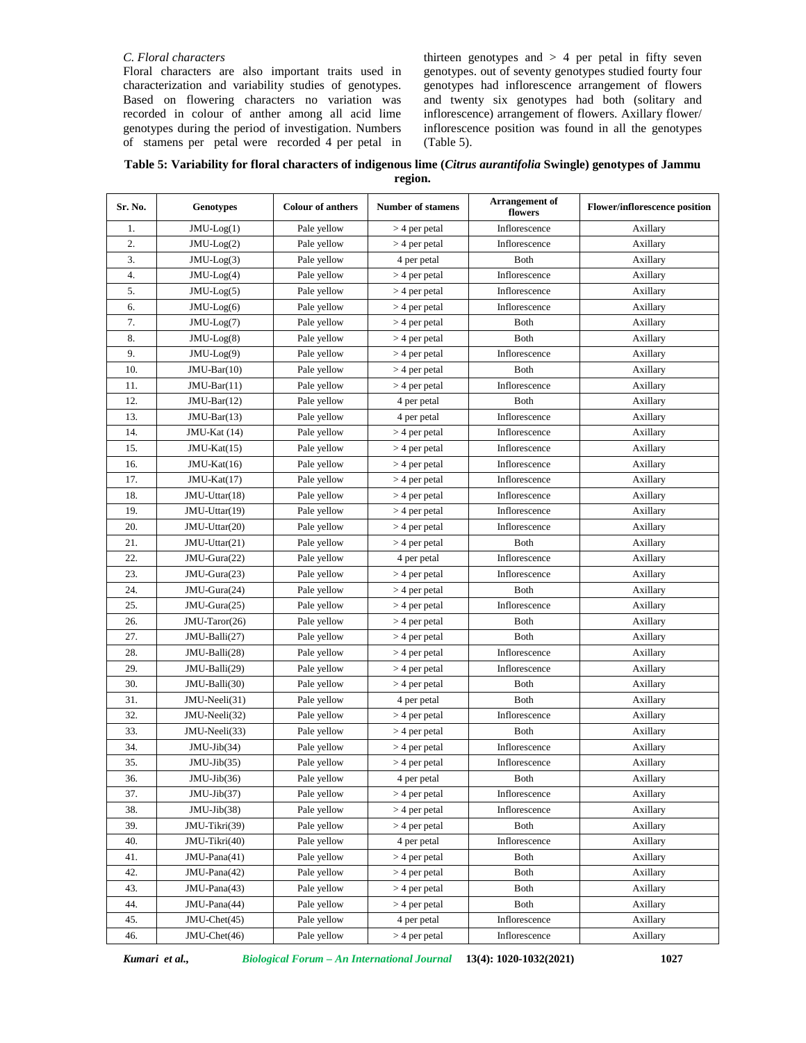### C. Floral characters

Floral characters are also important traits used in characterization and variability studies of genotypes. Based on flowering characters no variation was recorded in colour of anther among all acid lime genotypes during the period of investigation. Numbers of stamens per petal were recorded 4 per petal in thirteen genotypes and > 4 per petal in fifty seven genotypes. out of seventy genotypes studied fourty four genotypes had inflorescence arrangement of flowers and twenty six genotypes had both (solitary and inflorescence) arrangement of flowers. Axillary flower/ inflorescence position was found in all the genotypes (Table 5).

**Table 5: Variability for floral characters of indigenous lime (*Citrus aurantifolia* Swingle) genotypes of Jammu region.**

| Sr. No. | Genotypes | Colour of anthers | Number of stamens | Arrangement of flowers | Flower/inflorescence position |
|---|---|---|---|---|---|
| 1. | JMU-Log(1) | Pale yellow | > 4 per petal | Inflorescence | Axillary |
| 2. | JMU-Log(2) | Pale yellow | > 4 per petal | Inflorescence | Axillary |
| 3. | JMU-Log(3) | Pale yellow | 4 per petal | Both | Axillary |
| 4. | JMU-Log(4) | Pale yellow | > 4 per petal | Inflorescence | Axillary |
| 5. | JMU-Log(5) | Pale yellow | > 4 per petal | Inflorescence | Axillary |
| 6. | JMU-Log(6) | Pale yellow | > 4 per petal | Inflorescence | Axillary |
| 7. | JMU-Log(7) | Pale yellow | > 4 per petal | Both | Axillary |
| 8. | JMU-Log(8) | Pale yellow | > 4 per petal | Both | Axillary |
| 9. | JMU-Log(9) | Pale yellow | > 4 per petal | Inflorescence | Axillary |
| 10. | JMU-Bar(10) | Pale yellow | > 4 per petal | Both | Axillary |
| 11. | JMU-Bar(11) | Pale yellow | > 4 per petal | Inflorescence | Axillary |
| 12. | JMU-Bar(12) | Pale yellow | 4 per petal | Both | Axillary |
| 13. | JMU-Bar(13) | Pale yellow | 4 per petal | Inflorescence | Axillary |
| 14. | JMU-Kat (14) | Pale yellow | > 4 per petal | Inflorescence | Axillary |
| 15. | JMU-Kat(15) | Pale yellow | > 4 per petal | Inflorescence | Axillary |
| 16. | JMU-Kat(16) | Pale yellow | > 4 per petal | Inflorescence | Axillary |
| 17. | JMU-Kat(17) | Pale yellow | > 4 per petal | Inflorescence | Axillary |
| 18. | JMU-Uttar(18) | Pale yellow | > 4 per petal | Inflorescence | Axillary |
| 19. | JMU-Uttar(19) | Pale yellow | > 4 per petal | Inflorescence | Axillary |
| 20. | JMU-Uttar(20) | Pale yellow | > 4 per petal | Inflorescence | Axillary |
| 21. | JMU-Uttar(21) | Pale yellow | > 4 per petal | Both | Axillary |
| 22. | JMU-Gura(22) | Pale yellow | 4 per petal | Inflorescence | Axillary |
| 23. | JMU-Gura(23) | Pale yellow | > 4 per petal | Inflorescence | Axillary |
| 24. | JMU-Gura(24) | Pale yellow | > 4 per petal | Both | Axillary |
| 25. | JMU-Gura(25) | Pale yellow | > 4 per petal | Inflorescence | Axillary |
| 26. | JMU-Taror(26) | Pale yellow | > 4 per petal | Both | Axillary |
| 27. | JMU-Balli(27) | Pale yellow | > 4 per petal | Both | Axillary |
| 28. | JMU-Balli(28) | Pale yellow | > 4 per petal | Inflorescence | Axillary |
| 29. | JMU-Balli(29) | Pale yellow | > 4 per petal | Inflorescence | Axillary |
| 30. | JMU-Balli(30) | Pale yellow | > 4 per petal | Both | Axillary |
| 31. | JMU-Neeli(31) | Pale yellow | 4 per petal | Both | Axillary |
| 32. | JMU-Neeli(32) | Pale yellow | > 4 per petal | Inflorescence | Axillary |
| 33. | JMU-Neeli(33) | Pale yellow | > 4 per petal | Both | Axillary |
| 34. | JMU-Jib(34) | Pale yellow | > 4 per petal | Inflorescence | Axillary |
| 35. | JMU-Jib(35) | Pale yellow | > 4 per petal | Inflorescence | Axillary |
| 36. | JMU-Jib(36) | Pale yellow | 4 per petal | Both | Axillary |
| 37. | JMU-Jib(37) | Pale yellow | > 4 per petal | Inflorescence | Axillary |
| 38. | JMU-Jib(38) | Pale yellow | > 4 per petal | Inflorescence | Axillary |
| 39. | JMU-Tikri(39) | Pale yellow | > 4 per petal | Both | Axillary |
| 40. | JMU-Tikri(40) | Pale yellow | 4 per petal | Inflorescence | Axillary |
| 41. | JMU-Pana(41) | Pale yellow | > 4 per petal | Both | Axillary |
| 42. | JMU-Pana(42) | Pale yellow | > 4 per petal | Both | Axillary |
| 43. | JMU-Pana(43) | Pale yellow | > 4 per petal | Both | Axillary |
| 44. | JMU-Pana(44) | Pale yellow | > 4 per petal | Both | Axillary |
| 45. | JMU-Chet(45) | Pale yellow | 4 per petal | Inflorescence | Axillary |
| 46. | JMU-Chet(46) | Pale yellow | > 4 per petal | Inflorescence | Axillary |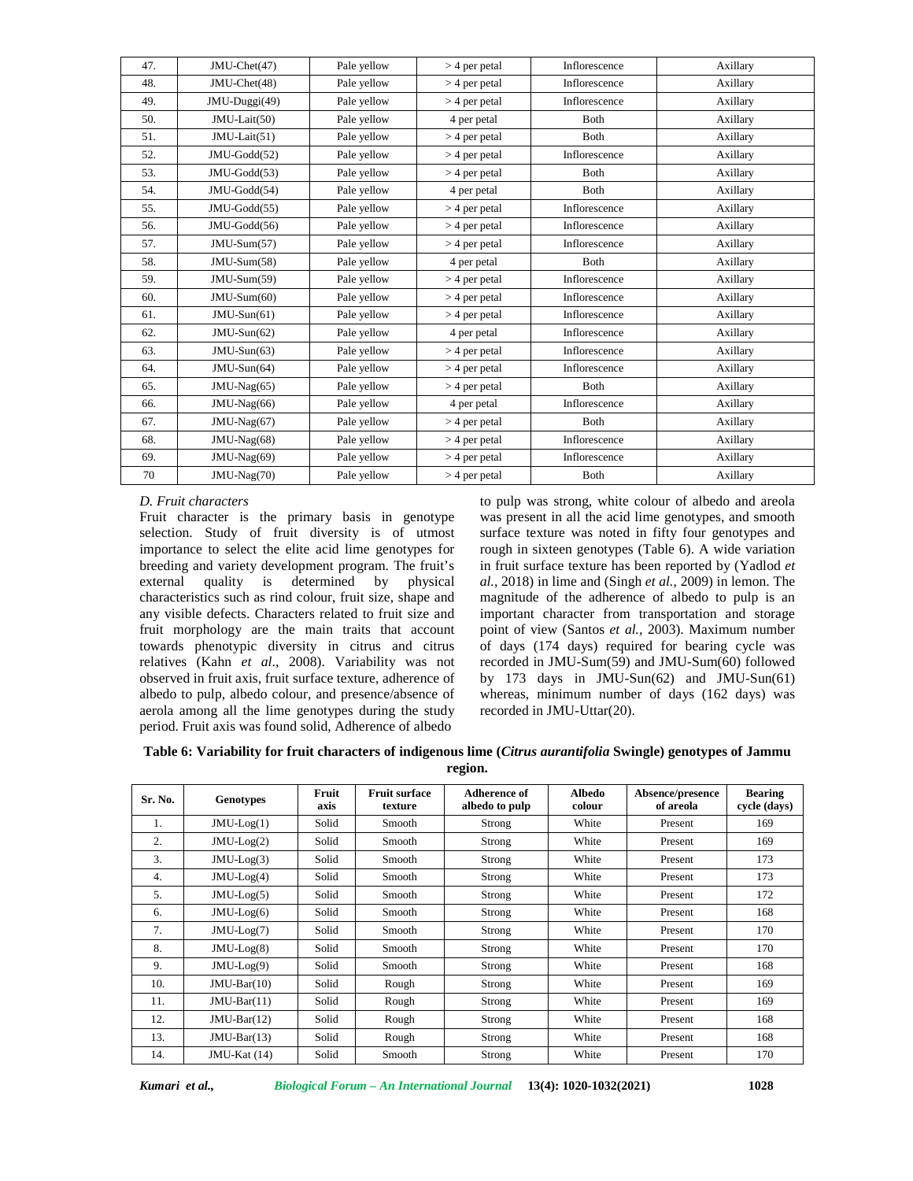| 47. | JMU-Chet(47) | Pale yellow | > 4 per petal | Inflorescence | Axillary |
|---|---|---|---|---|---|
| 48. | JMU-Chet(48) | Pale yellow | > 4 per petal | Inflorescence | Axillary |
| 49. | JMU-Duggi(49) | Pale yellow | > 4 per petal | Inflorescence | Axillary |
| 50. | JMU-Lait(50) | Pale yellow | 4 per petal | Both | Axillary |
| 51. | JMU-Lait(51) | Pale yellow | > 4 per petal | Both | Axillary |
| 52. | JMU-Godd(52) | Pale yellow | > 4 per petal | Inflorescence | Axillary |
| 53. | JMU-Godd(53) | Pale yellow | > 4 per petal | Both | Axillary |
| 54. | JMU-Godd(54) | Pale yellow | 4 per petal | Both | Axillary |
| 55. | JMU-Godd(55) | Pale yellow | > 4 per petal | Inflorescence | Axillary |
| 56. | JMU-Godd(56) | Pale yellow | > 4 per petal | Inflorescence | Axillary |
| 57. | JMU-Sum(57) | Pale yellow | > 4 per petal | Inflorescence | Axillary |
| 58. | JMU-Sum(58) | Pale yellow | 4 per petal | Both | Axillary |
| 59. | JMU-Sum(59) | Pale yellow | > 4 per petal | Inflorescence | Axillary |
| 60. | JMU-Sum(60) | Pale yellow | > 4 per petal | Inflorescence | Axillary |
| 61. | JMU-Sun(61) | Pale yellow | > 4 per petal | Inflorescence | Axillary |
| 62. | JMU-Sun(62) | Pale yellow | 4 per petal | Inflorescence | Axillary |
| 63. | JMU-Sun(63) | Pale yellow | > 4 per petal | Inflorescence | Axillary |
| 64. | JMU-Sun(64) | Pale yellow | > 4 per petal | Inflorescence | Axillary |
| 65. | JMU-Nag(65) | Pale yellow | > 4 per petal | Both | Axillary |
| 66. | JMU-Nag(66) | Pale yellow | 4 per petal | Inflorescence | Axillary |
| 67. | JMU-Nag(67) | Pale yellow | > 4 per petal | Both | Axillary |
| 68. | JMU-Nag(68) | Pale yellow | > 4 per petal | Inflorescence | Axillary |
| 69. | JMU-Nag(69) | Pale yellow | > 4 per petal | Inflorescence | Axillary |
| 70 | JMU-Nag(70) | Pale yellow | > 4 per petal | Both | Axillary |

*D. Fruit characters*

Fruit character is the primary basis in genotype selection. Study of fruit diversity is of utmost importance to select the elite acid lime genotypes for breeding and variety development program. The fruit's external quality is determined by physical characteristics such as rind colour, fruit size, shape and any visible defects. Characters related to fruit size and fruit morphology are the main traits that account towards phenotypic diversity in citrus and citrus relatives (Kahn *et al*., 2008). Variability was not observed in fruit axis, fruit surface texture, adherence of albedo to pulp, albedo colour, and presence/absence of aerola among all the lime genotypes during the study period. Fruit axis was found solid, Adherence of albedo to pulp was strong, white colour of albedo and areola was present in all the acid lime genotypes, and smooth surface texture was noted in fifty four genotypes and rough in sixteen genotypes (Table 6). A wide variation in fruit surface texture has been reported by (Yadlod *et al.*, 2018) in lime and (Singh *et al.*, 2009) in lemon. The magnitude of the adherence of albedo to pulp is an important character from transportation and storage point of view (Santos *et al.*, 2003). Maximum number of days (174 days) required for bearing cycle was recorded in JMU-Sum(59) and JMU-Sum(60) followed by 173 days in JMU-Sun(62) and JMU-Sun(61) whereas, minimum number of days (162 days) was recorded in JMU-Uttar(20).

**Table 6: Variability for fruit characters of indigenous lime (*Citrus aurantifolia* Swingle) genotypes of Jammu region.**

| Sr. No. | Genotypes | Fruit axis | Fruit surface texture | Adherence of albedo to pulp | Albedo colour | Absence/presence of areola | Bearing cycle (days) |
|---|---|---|---|---|---|---|---|
| 1. | JMU-Log(1) | Solid | Smooth | Strong | White | Present | 169 |
| 2. | JMU-Log(2) | Solid | Smooth | Strong | White | Present | 169 |
| 3. | JMU-Log(3) | Solid | Smooth | Strong | White | Present | 173 |
| 4. | JMU-Log(4) | Solid | Smooth | Strong | White | Present | 173 |
| 5. | JMU-Log(5) | Solid | Smooth | Strong | White | Present | 172 |
| 6. | JMU-Log(6) | Solid | Smooth | Strong | White | Present | 168 |
| 7. | JMU-Log(7) | Solid | Smooth | Strong | White | Present | 170 |
| 8. | JMU-Log(8) | Solid | Smooth | Strong | White | Present | 170 |
| 9. | JMU-Log(9) | Solid | Smooth | Strong | White | Present | 168 |
| 10. | JMU-Bar(10) | Solid | Rough | Strong | White | Present | 169 |
| 11. | JMU-Bar(11) | Solid | Rough | Strong | White | Present | 169 |
| 12. | JMU-Bar(12) | Solid | Rough | Strong | White | Present | 168 |
| 13. | JMU-Bar(13) | Solid | Rough | Strong | White | Present | 168 |
| 14. | JMU-Kat (14) | Solid | Smooth | Strong | White | Present | 170 |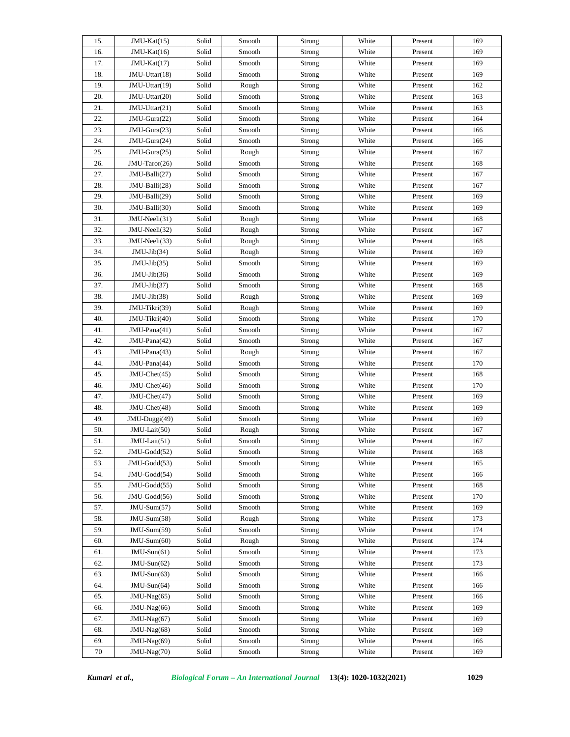| 15. | JMU-Kat(15) | Solid | Smooth | Strong | White | Present | 169 |
|---|---|---|---|---|---|---|---|
| 16. | JMU-Kat(16) | Solid | Smooth | Strong | White | Present | 169 |
| 17. | JMU-Kat(17) | Solid | Smooth | Strong | White | Present | 169 |
| 18. | JMU-Uttar(18) | Solid | Smooth | Strong | White | Present | 169 |
| 19. | JMU-Uttar(19) | Solid | Rough | Strong | White | Present | 162 |
| 20. | JMU-Uttar(20) | Solid | Smooth | Strong | White | Present | 163 |
| 21. | JMU-Uttar(21) | Solid | Smooth | Strong | White | Present | 163 |
| 22. | JMU-Gura(22) | Solid | Smooth | Strong | White | Present | 164 |
| 23. | JMU-Gura(23) | Solid | Smooth | Strong | White | Present | 166 |
| 24. | JMU-Gura(24) | Solid | Smooth | Strong | White | Present | 166 |
| 25. | JMU-Gura(25) | Solid | Rough | Strong | White | Present | 167 |
| 26. | JMU-Taror(26) | Solid | Smooth | Strong | White | Present | 168 |
| 27. | JMU-Balli(27) | Solid | Smooth | Strong | White | Present | 167 |
| 28. | JMU-Balli(28) | Solid | Smooth | Strong | White | Present | 167 |
| 29. | JMU-Balli(29) | Solid | Smooth | Strong | White | Present | 169 |
| 30. | JMU-Balli(30) | Solid | Smooth | Strong | White | Present | 169 |
| 31. | JMU-Neeli(31) | Solid | Rough | Strong | White | Present | 168 |
| 32. | JMU-Neeli(32) | Solid | Rough | Strong | White | Present | 167 |
| 33. | JMU-Neeli(33) | Solid | Rough | Strong | White | Present | 168 |
| 34. | JMU-Jib(34) | Solid | Rough | Strong | White | Present | 169 |
| 35. | JMU-Jib(35) | Solid | Smooth | Strong | White | Present | 169 |
| 36. | JMU-Jib(36) | Solid | Smooth | Strong | White | Present | 169 |
| 37. | JMU-Jib(37) | Solid | Smooth | Strong | White | Present | 168 |
| 38. | JMU-Jib(38) | Solid | Rough | Strong | White | Present | 169 |
| 39. | JMU-Tikri(39) | Solid | Rough | Strong | White | Present | 169 |
| 40. | JMU-Tikri(40) | Solid | Smooth | Strong | White | Present | 170 |
| 41. | JMU-Pana(41) | Solid | Smooth | Strong | White | Present | 167 |
| 42. | JMU-Pana(42) | Solid | Smooth | Strong | White | Present | 167 |
| 43. | JMU-Pana(43) | Solid | Rough | Strong | White | Present | 167 |
| 44. | JMU-Pana(44) | Solid | Smooth | Strong | White | Present | 170 |
| 45. | JMU-Chet(45) | Solid | Smooth | Strong | White | Present | 168 |
| 46. | JMU-Chet(46) | Solid | Smooth | Strong | White | Present | 170 |
| 47. | JMU-Chet(47) | Solid | Smooth | Strong | White | Present | 169 |
| 48. | JMU-Chet(48) | Solid | Smooth | Strong | White | Present | 169 |
| 49. | JMU-Duggi(49) | Solid | Smooth | Strong | White | Present | 169 |
| 50. | JMU-Lait(50) | Solid | Rough | Strong | White | Present | 167 |
| 51. | JMU-Lait(51) | Solid | Smooth | Strong | White | Present | 167 |
| 52. | JMU-Godd(52) | Solid | Smooth | Strong | White | Present | 168 |
| 53. | JMU-Godd(53) | Solid | Smooth | Strong | White | Present | 165 |
| 54. | JMU-Godd(54) | Solid | Smooth | Strong | White | Present | 166 |
| 55. | JMU-Godd(55) | Solid | Smooth | Strong | White | Present | 168 |
| 56. | JMU-Godd(56) | Solid | Smooth | Strong | White | Present | 170 |
| 57. | JMU-Sum(57) | Solid | Smooth | Strong | White | Present | 169 |
| 58. | JMU-Sum(58) | Solid | Rough | Strong | White | Present | 173 |
| 59. | JMU-Sum(59) | Solid | Smooth | Strong | White | Present | 174 |
| 60. | JMU-Sum(60) | Solid | Rough | Strong | White | Present | 174 |
| 61. | JMU-Sun(61) | Solid | Smooth | Strong | White | Present | 173 |
| 62. | JMU-Sun(62) | Solid | Smooth | Strong | White | Present | 173 |
| 63. | JMU-Sun(63) | Solid | Smooth | Strong | White | Present | 166 |
| 64. | JMU-Sun(64) | Solid | Smooth | Strong | White | Present | 166 |
| 65. | JMU-Nag(65) | Solid | Smooth | Strong | White | Present | 166 |
| 66. | JMU-Nag(66) | Solid | Smooth | Strong | White | Present | 169 |
| 67. | JMU-Nag(67) | Solid | Smooth | Strong | White | Present | 169 |
| 68. | JMU-Nag(68) | Solid | Smooth | Strong | White | Present | 169 |
| 69. | JMU-Nag(69) | Solid | Smooth | Strong | White | Present | 166 |
| 70 | JMU-Nag(70) | Solid | Smooth | Strong | White | Present | 169 |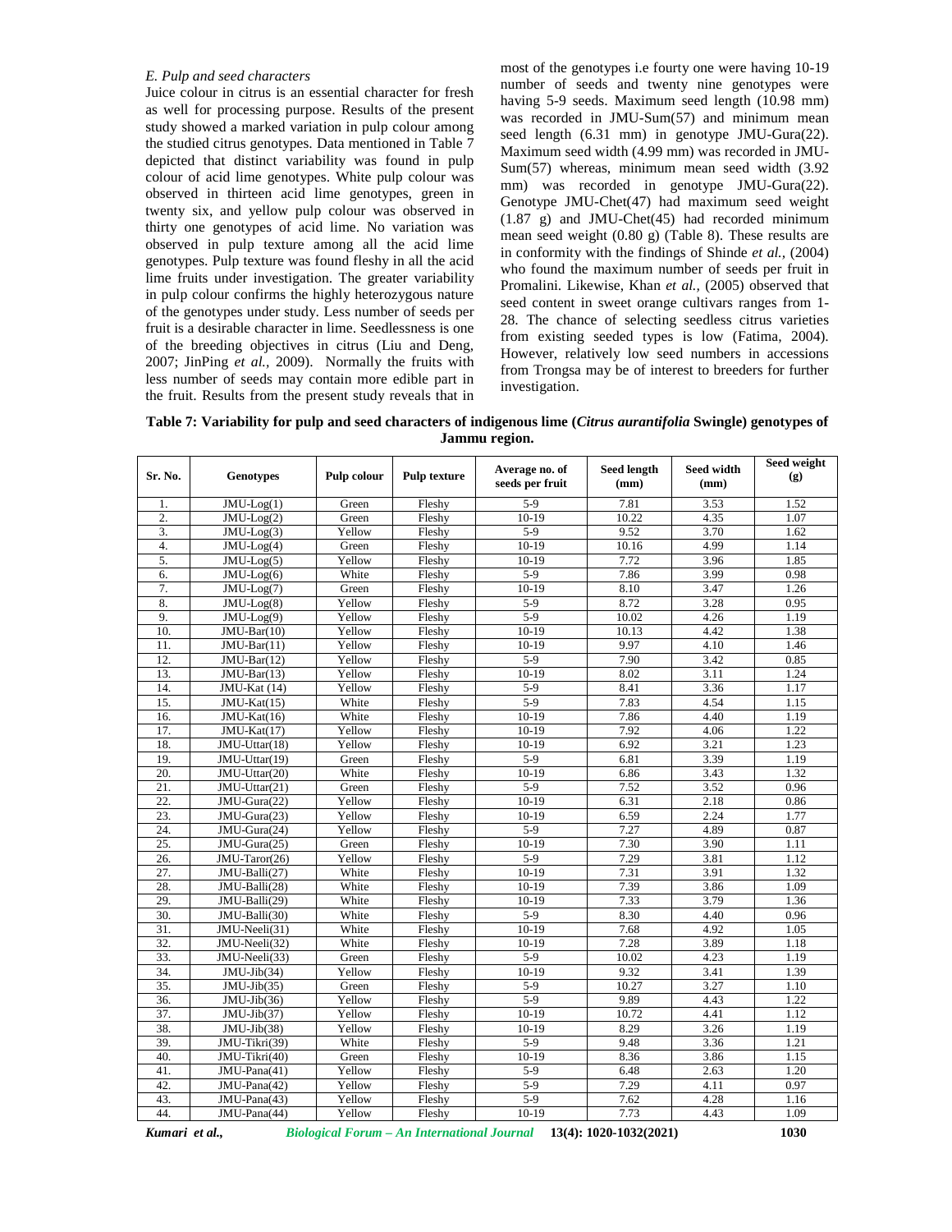*E. Pulp and seed characters*

Juice colour in citrus is an essential character for fresh as well for processing purpose. Results of the present study showed a marked variation in pulp colour among the studied citrus genotypes. Data mentioned in Table 7 depicted that distinct variability was found in pulp colour of acid lime genotypes. White pulp colour was observed in thirteen acid lime genotypes, green in twenty six, and yellow pulp colour was observed in thirty one genotypes of acid lime. No variation was observed in pulp texture among all the acid lime genotypes. Pulp texture was found fleshy in all the acid lime fruits under investigation. The greater variability in pulp colour confirms the highly heterozygous nature of the genotypes under study. Less number of seeds per fruit is a desirable character in lime. Seedlessness is one of the breeding objectives in citrus (Liu and Deng, 2007; JinPing *et al.,* 2009). Normally the fruits with less number of seeds may contain more edible part in the fruit. Results from the present study reveals that in most of the genotypes i.e fourty one were having 10-19 number of seeds and twenty nine genotypes were having 5-9 seeds. Maximum seed length (10.98 mm) was recorded in JMU-Sum(57) and minimum mean seed length (6.31 mm) in genotype JMU-Gura(22). Maximum seed width (4.99 mm) was recorded in JMU-Sum(57) whereas, minimum mean seed width (3.92 mm) was recorded in genotype JMU-Gura(22). Genotype JMU-Chet(47) had maximum seed weight (1.87 g) and JMU-Chet(45) had recorded minimum mean seed weight (0.80 g) (Table 8). These results are in conformity with the findings of Shinde *et al.,* (2004) who found the maximum number of seeds per fruit in Promalini. Likewise, Khan *et al.,* (2005) observed that seed content in sweet orange cultivars ranges from 1-28. The chance of selecting seedless citrus varieties from existing seeded types is low (Fatima, 2004). However, relatively low seed numbers in accessions from Trongsa may be of interest to breeders for further investigation.

**Table 7: Variability for pulp and seed characters of indigenous lime (*Citrus aurantifolia* Swingle) genotypes of Jammu region.**

| Sr. No. | Genotypes | Pulp colour | Pulp texture | Average no. of seeds per fruit | Seed length (mm) | Seed width (mm) | Seed weight (g) |
|---|---|---|---|---|---|---|---|
| 1. | JMU-Log(1) | Green | Fleshy | 5-9 | 7.81 | 3.53 | 1.52 |
| 2. | JMU-Log(2) | Green | Fleshy | 10-19 | 10.22 | 4.35 | 1.07 |
| 3. | JMU-Log(3) | Yellow | Fleshy | 5-9 | 9.52 | 3.70 | 1.62 |
| 4. | JMU-Log(4) | Green | Fleshy | 10-19 | 10.16 | 4.99 | 1.14 |
| 5. | JMU-Log(5) | Yellow | Fleshy | 10-19 | 7.72 | 3.96 | 1.85 |
| 6. | JMU-Log(6) | White | Fleshy | 5-9 | 7.86 | 3.99 | 0.98 |
| 7. | JMU-Log(7) | Green | Fleshy | 10-19 | 8.10 | 3.47 | 1.26 |
| 8. | JMU-Log(8) | Yellow | Fleshy | 5-9 | 8.72 | 3.28 | 0.95 |
| 9. | JMU-Log(9) | Yellow | Fleshy | 5-9 | 10.02 | 4.26 | 1.19 |
| 10. | JMU-Bar(10) | Yellow | Fleshy | 10-19 | 10.13 | 4.42 | 1.38 |
| 11. | JMU-Bar(11) | Yellow | Fleshy | 10-19 | 9.97 | 4.10 | 1.46 |
| 12. | JMU-Bar(12) | Yellow | Fleshy | 5-9 | 7.90 | 3.42 | 0.85 |
| 13. | JMU-Bar(13) | Yellow | Fleshy | 10-19 | 8.02 | 3.11 | 1.24 |
| 14. | JMU-Kat (14) | Yellow | Fleshy | 5-9 | 8.41 | 3.36 | 1.17 |
| 15. | JMU-Kat(15) | White | Fleshy | 5-9 | 7.83 | 4.54 | 1.15 |
| 16. | JMU-Kat(16) | White | Fleshy | 10-19 | 7.86 | 4.40 | 1.19 |
| 17. | JMU-Kat(17) | Yellow | Fleshy | 10-19 | 7.92 | 4.06 | 1.22 |
| 18. | JMU-Uttar(18) | Yellow | Fleshy | 10-19 | 6.92 | 3.21 | 1.23 |
| 19. | JMU-Uttar(19) | Green | Fleshy | 5-9 | 6.81 | 3.39 | 1.19 |
| 20. | JMU-Uttar(20) | White | Fleshy | 10-19 | 6.86 | 3.43 | 1.32 |
| 21. | JMU-Uttar(21) | Green | Fleshy | 5-9 | 7.52 | 3.52 | 0.96 |
| 22. | JMU-Gura(22) | Yellow | Fleshy | 10-19 | 6.31 | 2.18 | 0.86 |
| 23. | JMU-Gura(23) | Yellow | Fleshy | 10-19 | 6.59 | 2.24 | 1.77 |
| 24. | JMU-Gura(24) | Yellow | Fleshy | 5-9 | 7.27 | 4.89 | 0.87 |
| 25. | JMU-Gura(25) | Green | Fleshy | 10-19 | 7.30 | 3.90 | 1.11 |
| 26. | JMU-Taror(26) | Yellow | Fleshy | 5-9 | 7.29 | 3.81 | 1.12 |
| 27. | JMU-Balli(27) | White | Fleshy | 10-19 | 7.31 | 3.91 | 1.32 |
| 28. | JMU-Balli(28) | White | Fleshy | 10-19 | 7.39 | 3.86 | 1.09 |
| 29. | JMU-Balli(29) | White | Fleshy | 10-19 | 7.33 | 3.79 | 1.36 |
| 30. | JMU-Balli(30) | White | Fleshy | 5-9 | 8.30 | 4.40 | 0.96 |
| 31. | JMU-Neeli(31) | White | Fleshy | 10-19 | 7.68 | 4.92 | 1.05 |
| 32. | JMU-Neeli(32) | White | Fleshy | 10-19 | 7.28 | 3.89 | 1.18 |
| 33. | JMU-Neeli(33) | Green | Fleshy | 5-9 | 10.02 | 4.23 | 1.19 |
| 34. | JMU-Jib(34) | Yellow | Fleshy | 10-19 | 9.32 | 3.41 | 1.39 |
| 35. | JMU-Jib(35) | Green | Fleshy | 5-9 | 10.27 | 3.27 | 1.10 |
| 36. | JMU-Jib(36) | Yellow | Fleshy | 5-9 | 9.89 | 4.43 | 1.22 |
| 37. | JMU-Jib(37) | Yellow | Fleshy | 10-19 | 10.72 | 4.41 | 1.12 |
| 38. | JMU-Jib(38) | Yellow | Fleshy | 10-19 | 8.29 | 3.26 | 1.19 |
| 39. | JMU-Tikri(39) | White | Fleshy | 5-9 | 9.48 | 3.36 | 1.21 |
| 40. | JMU-Tikri(40) | Green | Fleshy | 10-19 | 8.36 | 3.86 | 1.15 |
| 41. | JMU-Pana(41) | Yellow | Fleshy | 5-9 | 6.48 | 2.63 | 1.20 |
| 42. | JMU-Pana(42) | Yellow | Fleshy | 5-9 | 7.29 | 4.11 | 0.97 |
| 43. | JMU-Pana(43) | Yellow | Fleshy | 5-9 | 7.62 | 4.28 | 1.16 |
| 44. | JMU-Pana(44) | Yellow | Fleshy | 10-19 | 7.73 | 4.43 | 1.09 |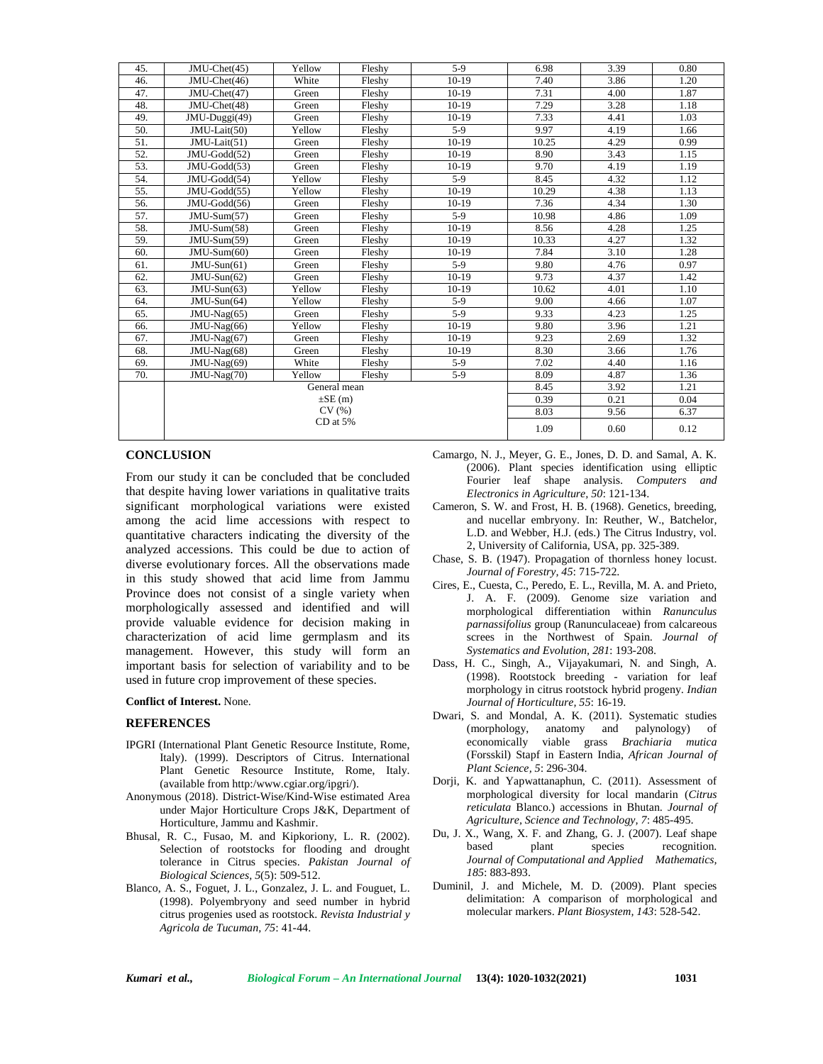| | | | | | | | |
|---|---|---|---|---|---|---|---|
| 45. | JMU-Chet(45) | Yellow | Fleshy | 5-9 | 6.98 | 3.39 | 0.80 |
| 46. | JMU-Chet(46) | White | Fleshy | 10-19 | 7.40 | 3.86 | 1.20 |
| 47. | JMU-Chet(47) | Green | Fleshy | 10-19 | 7.31 | 4.00 | 1.87 |
| 48. | JMU-Chet(48) | Green | Fleshy | 10-19 | 7.29 | 3.28 | 1.18 |
| 49. | JMU-Duggi(49) | Green | Fleshy | 10-19 | 7.33 | 4.41 | 1.03 |
| 50. | JMU-Lait(50) | Yellow | Fleshy | 5-9 | 9.97 | 4.19 | 1.66 |
| 51. | JMU-Lait(51) | Green | Fleshy | 10-19 | 10.25 | 4.29 | 0.99 |
| 52. | JMU-Godd(52) | Green | Fleshy | 10-19 | 8.90 | 3.43 | 1.15 |
| 53. | JMU-Godd(53) | Green | Fleshy | 10-19 | 9.70 | 4.19 | 1.19 |
| 54. | JMU-Godd(54) | Yellow | Fleshy | 5-9 | 8.45 | 4.32 | 1.12 |
| 55. | JMU-Godd(55) | Yellow | Fleshy | 10-19 | 10.29 | 4.38 | 1.13 |
| 56. | JMU-Godd(56) | Green | Fleshy | 10-19 | 7.36 | 4.34 | 1.30 |
| 57. | JMU-Sum(57) | Green | Fleshy | 5-9 | 10.98 | 4.86 | 1.09 |
| 58. | JMU-Sum(58) | Green | Fleshy | 10-19 | 8.56 | 4.28 | 1.25 |
| 59. | JMU-Sum(59) | Green | Fleshy | 10-19 | 10.33 | 4.27 | 1.32 |
| 60. | JMU-Sum(60) | Green | Fleshy | 10-19 | 7.84 | 3.10 | 1.28 |
| 61. | JMU-Sun(61) | Green | Fleshy | 5-9 | 9.80 | 4.76 | 0.97 |
| 62. | JMU-Sun(62) | Green | Fleshy | 10-19 | 9.73 | 4.37 | 1.42 |
| 63. | JMU-Sun(63) | Yellow | Fleshy | 10-19 | 10.62 | 4.01 | 1.10 |
| 64. | JMU-Sun(64) | Yellow | Fleshy | 5-9 | 9.00 | 4.66 | 1.07 |
| 65. | JMU-Nag(65) | Green | Fleshy | 5-9 | 9.33 | 4.23 | 1.25 |
| 66. | JMU-Nag(66) | Yellow | Fleshy | 10-19 | 9.80 | 3.96 | 1.21 |
| 67. | JMU-Nag(67) | Green | Fleshy | 10-19 | 9.23 | 2.69 | 1.32 |
| 68. | JMU-Nag(68) | Green | Fleshy | 10-19 | 8.30 | 3.66 | 1.76 |
| 69. | JMU-Nag(69) | White | Fleshy | 5-9 | 7.02 | 4.40 | 1.16 |
| 70. | JMU-Nag(70) | Yellow | Fleshy | 5-9 | 8.09 | 4.87 | 1.36 |
| | General mean | | | | 8.45 | 3.92 | 1.21 |
| | ±SE (m) | | | | 0.39 | 0.21 | 0.04 |
| | CV (%) | | | | 8.03 | 9.56 | 6.37 |
| | CD at 5% | | | | 1.09 | 0.60 | 0.12 |

## CONCLUSION

From our study it can be concluded that be concluded that despite having lower variations in qualitative traits significant morphological variations were existed among the acid lime accessions with respect to quantitative characters indicating the diversity of the analyzed accessions. This could be due to action of diverse evolutionary forces. All the observations made in this study showed that acid lime from Jammu Province does not consist of a single variety when morphologically assessed and identified and will provide valuable evidence for decision making in characterization of acid lime germplasm and its management. However, this study will form an important basis for selection of variability and to be used in future crop improvement of these species.

**Conflict of Interest.** None.

## REFERENCES

IPGRI (International Plant Genetic Resource Institute, Rome, Italy). (1999). Descriptors of Citrus. International Plant Genetic Resource Institute, Rome, Italy. (available from http:/www.cgiar.org/ipgri/).

Anonymous (2018). District-Wise/Kind-Wise estimated Area under Major Horticulture Crops J&K, Department of Horticulture, Jammu and Kashmir.

Bhusal, R. C., Fusao, M. and Kipkoriony, L. R. (2002). Selection of rootstocks for flooding and drought tolerance in Citrus species. *Pakistan Journal of Biological Sciences, 5*(5): 509-512.

Blanco, A. S., Foguet, J. L., Gonzalez, J. L. and Fouguet, L. (1998). Polyembryony and seed number in hybrid citrus progenies used as rootstock. *Revista Industrial y Agricola de Tucuman, 75*: 41-44.

Camargo, N. J., Meyer, G. E., Jones, D. D. and Samal, A. K. (2006). Plant species identification using elliptic Fourier leaf shape analysis. *Computers and Electronics in Agriculture, 50*: 121-134.

Cameron, S. W. and Frost, H. B. (1968). Genetics, breeding, and nucellar embryony. In: Reuther, W., Batchelor, L.D. and Webber, H.J. (eds.) The Citrus Industry, vol. 2, University of California, USA, pp. 325-389.

Chase, S. B. (1947). Propagation of thornless honey locust. *Journal of Forestry, 45*: 715-722.

Cires, E., Cuesta, C., Peredo, E. L., Revilla, M. A. and Prieto, J. A. F. (2009). Genome size variation and morphological differentiation within *Ranunculus parnassifolius* group (Ranunculaceae) from calcareous screes in the Northwest of Spain. *Journal of Systematics and Evolution, 281*: 193-208.

Dass, H. C., Singh, A., Vijayakumari, N. and Singh, A. (1998). Rootstock breeding - variation for leaf morphology in citrus rootstock hybrid progeny. *Indian Journal of Horticulture, 55*: 16-19.

Dwari, S. and Mondal, A. K. (2011). Systematic studies (morphology, anatomy and palynology) of economically viable grass *Brachiaria mutica* (Forsskil) Stapf in Eastern India, *African Journal of Plant Science, 5*: 296-304.

Dorji, K. and Yapwattanaphun, C. (2011). Assessment of morphological diversity for local mandarin (*Citrus reticulata* Blanco.) accessions in Bhutan. *Journal of Agriculture, Science and Technology, 7*: 485-495.

Du, J. X., Wang, X. F. and Zhang, G. J. (2007). Leaf shape based plant species recognition. *Journal of Computational and Applied Mathematics, 185*: 883-893.

Duminil, J. and Michele, M. D. (2009). Plant species delimitation: A comparison of morphological and molecular markers. *Plant Biosystem, 143*: 528-542.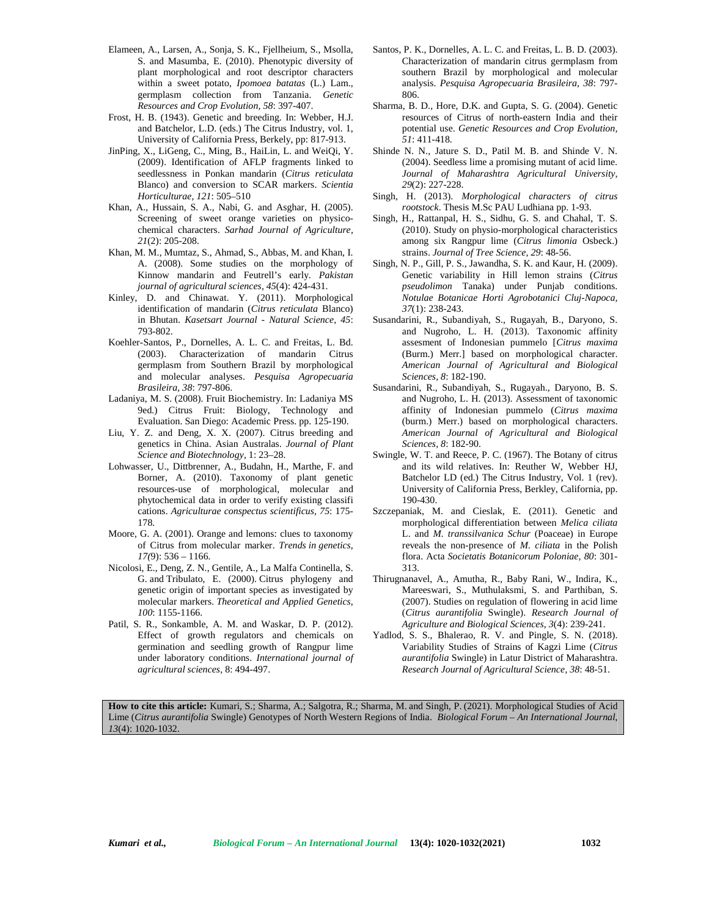Elameen, A., Larsen, A., Sonja, S. K., Fjellheium, S., Msolla, S. and Masumba, E. (2010). Phenotypic diversity of plant morphological and root descriptor characters within a sweet potato, *Ipomoea batatas* (L.) Lam., germplasm collection from Tanzania. *Genetic Resources and Crop Evolution, 58*: 397-407.

Frost, H. B. (1943). Genetic and breeding. In: Webber, H.J. and Batchelor, L.D. (eds.) The Citrus Industry, vol. 1, University of California Press, Berkely, pp: 817-913.

JinPing, X., LiGeng, C., Ming, B., HaiLin, L. and WeiQi, Y. (2009). Identification of AFLP fragments linked to seedlessness in Ponkan mandarin (*Citrus reticulata* Blanco) and conversion to SCAR markers. *Scientia Horticulturae, 121*: 505–510

Khan, A., Hussain, S. A., Nabi, G. and Asghar, H. (2005). Screening of sweet orange varieties on physico-chemical characters. *Sarhad Journal of Agriculture, 21*(2): 205-208.

Khan, M. M., Mumtaz, S., Ahmad, S., Abbas, M. and Khan, I. A. (2008). Some studies on the morphology of Kinnow mandarin and Feutrell's early. *Pakistan journal of agricultural sciences, 45*(4): 424-431.

Kinley, D. and Chinawat. Y. (2011). Morphological identification of mandarin (*Citrus reticulata* Blanco) in Bhutan. *Kasetsart Journal - Natural Science, 45*: 793-802.

Koehler-Santos, P., Dornelles, A. L. C. and Freitas, L. Bd. (2003). Characterization of mandarin Citrus germplasm from Southern Brazil by morphological and molecular analyses. *Pesquisa Agropecuaria Brasileira, 38*: 797-806.

Ladaniya, M. S. (2008). Fruit Biochemistry. In: Ladaniya MS 9ed.) Citrus Fruit: Biology, Technology and Evaluation. San Diego: Academic Press. pp. 125-190.

Liu, Y. Z. and Deng, X. X. (2007). Citrus breeding and genetics in China. Asian Australas. *Journal of Plant Science and Biotechnology*, 1: 23–28.

Lohwasser, U., Dittbrenner, A., Budahn, H., Marthe, F. and Borner, A. (2010). Taxonomy of plant genetic resources-use of morphological, molecular and phytochemical data in order to verify existing classifi cations. *Agriculturae conspectus scientificus, 75*: 175-178.

Moore, G. A. (2001). Orange and lemons: clues to taxonomy of Citrus from molecular marker. *Trends in genetics, 17*(9): 536 – 1166.

Nicolosi, E., Deng, Z. N., Gentile, A., La Malfa Continella, S. G. and Tribulato, E. (2000). Citrus phylogeny and genetic origin of important species as investigated by molecular markers. *Theoretical and Applied Genetics, 100*: 1155-1166.

Patil, S. R., Sonkamble, A. M. and Waskar, D. P. (2012). Effect of growth regulators and chemicals on germination and seedling growth of Rangpur lime under laboratory conditions. *International journal of agricultural sciences*, 8: 494-497.

Santos, P. K., Dornelles, A. L. C. and Freitas, L. B. D. (2003). Characterization of mandarin citrus germplasm from southern Brazil by morphological and molecular analysis. *Pesquisa Agropecuaria Brasileira, 38*: 797-806.

Sharma, B. D., Hore, D.K. and Gupta, S. G. (2004). Genetic resources of Citrus of north-eastern India and their potential use. *Genetic Resources and Crop Evolution, 51*: 411-418.

Shinde N. N., Jature S. D., Patil M. B. and Shinde V. N. (2004). Seedless lime a promising mutant of acid lime. *Journal of Maharashtra Agricultural University, 29*(2): 227-228.

Singh, H. (2013). *Morphological characters of citrus rootstock*. Thesis M.Sc PAU Ludhiana pp. 1-93.

Singh, H., Rattanpal, H. S., Sidhu, G. S. and Chahal, T. S. (2010). Study on physio-morphological characteristics among six Rangpur lime (*Citrus limonia* Osbeck.) strains. *Journal of Tree Science, 29*: 48-56.

Singh, N. P., Gill, P. S., Jawandha, S. K. and Kaur, H. (2009). Genetic variability in Hill lemon strains (*Citrus pseudolimon* Tanaka) under Punjab conditions. *Notulae Botanicae Horti Agrobotanici Cluj-Napoca, 37*(1): 238-243.

Susandarini, R., Subandiyah, S., Rugayah, B., Daryono, S. and Nugroho, L. H. (2013). Taxonomic affinity assesment of Indonesian pummelo [*Citrus maxima* (Burm.) Merr.] based on morphological character. *American Journal of Agricultural and Biological Sciences, 8*: 182-190.

Susandarini, R., Subandiyah, S., Rugayah., Daryono, B. S. and Nugroho, L. H. (2013). Assessment of taxonomic affinity of Indonesian pummelo (*Citrus maxima* (burm.) Merr.) based on morphological characters. *American Journal of Agricultural and Biological Sciences, 8*: 182-90.

Swingle, W. T. and Reece, P. C. (1967). The Botany of citrus and its wild relatives. In: Reuther W, Webber HJ, Batchelor LD (ed.) The Citrus Industry, Vol. 1 (rev). University of California Press, Berkley, California, pp. 190-430.

Szczepaniak, M. and Cieslak, E. (2011). Genetic and morphological differentiation between *Melica ciliata* L. and *M. transsilvanica Schur* (Poaceae) in Europe reveals the non-presence of *M. ciliata* in the Polish flora. Acta *Societatis Botanicorum Poloniae, 80*: 301-313.

Thirugnanavel, A., Amutha, R., Baby Rani, W., Indira, K., Mareeswari, S., Muthulaksmi, S. and Parthiban, S. (2007). Studies on regulation of flowering in acid lime (*Citrus aurantifolia* Swingle). *Research Journal of Agriculture and Biological Sciences, 3*(4): 239-241.

Yadlod, S. S., Bhalerao, R. V. and Pingle, S. N. (2018). Variability Studies of Strains of Kagzi Lime (*Citrus aurantifolia* Swingle) in Latur District of Maharashtra. *Research Journal of Agricultural Science, 38*: 48-51.

**How to cite this article:** Kumari, S.; Sharma, A.; Salgotra, R.; Sharma, M. and Singh, P. (2021). Morphological Studies of Acid Lime (*Citrus aurantifolia* Swingle) Genotypes of North Western Regions of India. *Biological Forum – An International Journal, 13*(4): 1020-1032.